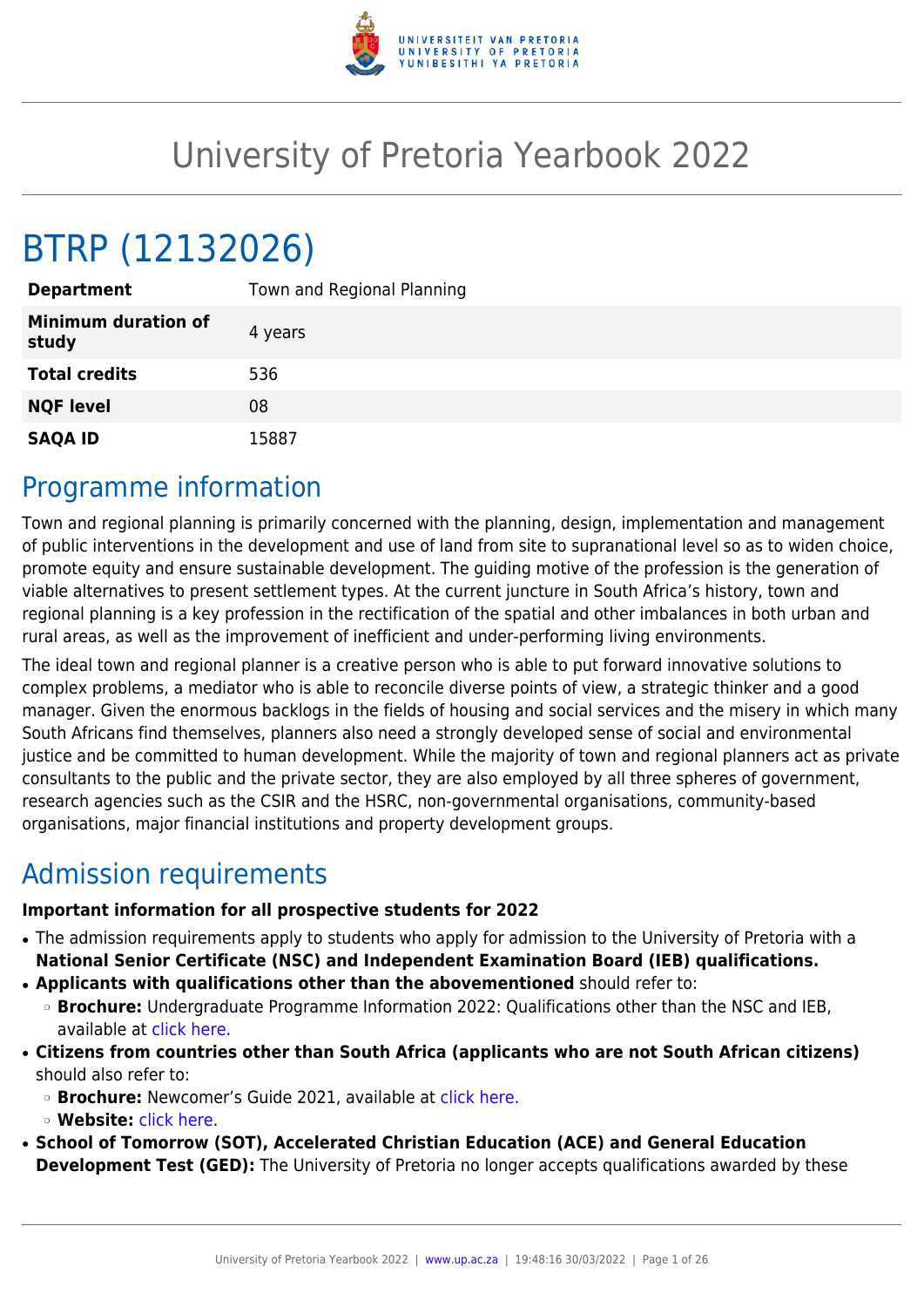# University of Pretoria Yearbook 2022

# BTRP (12132026)

| | |
|---|---|
| **Department** | Town and Regional Planning |
| **Minimum duration of study** | 4 years |
| **Total credits** | 536 |
| **NQF level** | 08 |
| **SAQA ID** | 15887 |

## Programme information

Town and regional planning is primarily concerned with the planning, design, implementation and management of public interventions in the development and use of land from site to supranational level so as to widen choice, promote equity and ensure sustainable development. The guiding motive of the profession is the generation of viable alternatives to present settlement types. At the current juncture in South Africa's history, town and regional planning is a key profession in the rectification of the spatial and other imbalances in both urban and rural areas, as well as the improvement of inefficient and under-performing living environments.

The ideal town and regional planner is a creative person who is able to put forward innovative solutions to complex problems, a mediator who is able to reconcile diverse points of view, a strategic thinker and a good manager. Given the enormous backlogs in the fields of housing and social services and the misery in which many South Africans find themselves, planners also need a strongly developed sense of social and environmental justice and be committed to human development. While the majority of town and regional planners act as private consultants to the public and the private sector, they are also employed by all three spheres of government, research agencies such as the CSIR and the HSRC, non-governmental organisations, community-based organisations, major financial institutions and property development groups.

## Admission requirements

**Important information for all prospective students for 2022**

- The admission requirements apply to students who apply for admission to the University of Pretoria with a **National Senior Certificate (NSC) and Independent Examination Board (IEB) qualifications.**
- **Applicants with qualifications other than the abovementioned** should refer to:
  - **Brochure:** Undergraduate Programme Information 2022: Qualifications other than the NSC and IEB, available at click here.
- **Citizens from countries other than South Africa (applicants who are not South African citizens)** should also refer to:
  - **Brochure:** Newcomer's Guide 2021, available at click here.
  - **Website:** click here.
- **School of Tomorrow (SOT), Accelerated Christian Education (ACE) and General Education Development Test (GED):** The University of Pretoria no longer accepts qualifications awarded by these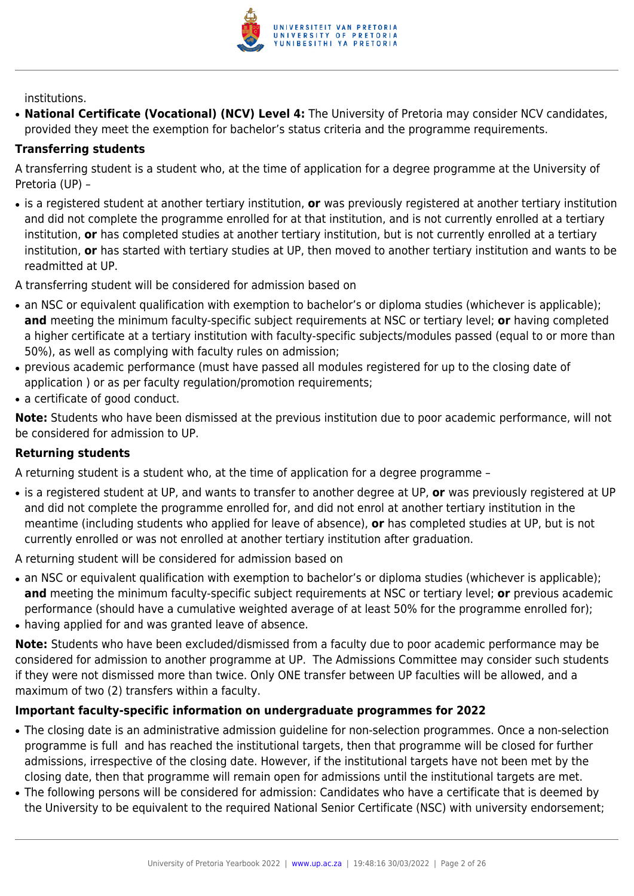institutions.

- **National Certificate (Vocational) (NCV) Level 4:** The University of Pretoria may consider NCV candidates, provided they meet the exemption for bachelor's status criteria and the programme requirements.

**Transferring students**

A transferring student is a student who, at the time of application for a degree programme at the University of Pretoria (UP) –

- is a registered student at another tertiary institution, **or** was previously registered at another tertiary institution and did not complete the programme enrolled for at that institution, and is not currently enrolled at a tertiary institution, **or** has completed studies at another tertiary institution, but is not currently enrolled at a tertiary institution, **or** has started with tertiary studies at UP, then moved to another tertiary institution and wants to be readmitted at UP.

A transferring student will be considered for admission based on

- an NSC or equivalent qualification with exemption to bachelor's or diploma studies (whichever is applicable); **and** meeting the minimum faculty-specific subject requirements at NSC or tertiary level; **or** having completed a higher certificate at a tertiary institution with faculty-specific subjects/modules passed (equal to or more than 50%), as well as complying with faculty rules on admission;
- previous academic performance (must have passed all modules registered for up to the closing date of application ) or as per faculty regulation/promotion requirements;
- a certificate of good conduct.

**Note:** Students who have been dismissed at the previous institution due to poor academic performance, will not be considered for admission to UP.

**Returning students**

A returning student is a student who, at the time of application for a degree programme –

- is a registered student at UP, and wants to transfer to another degree at UP, **or** was previously registered at UP and did not complete the programme enrolled for, and did not enrol at another tertiary institution in the meantime (including students who applied for leave of absence), **or** has completed studies at UP, but is not currently enrolled or was not enrolled at another tertiary institution after graduation.

A returning student will be considered for admission based on

- an NSC or equivalent qualification with exemption to bachelor's or diploma studies (whichever is applicable); **and** meeting the minimum faculty-specific subject requirements at NSC or tertiary level; **or** previous academic performance (should have a cumulative weighted average of at least 50% for the programme enrolled for);
- having applied for and was granted leave of absence.

**Note:** Students who have been excluded/dismissed from a faculty due to poor academic performance may be considered for admission to another programme at UP. The Admissions Committee may consider such students if they were not dismissed more than twice. Only ONE transfer between UP faculties will be allowed, and a maximum of two (2) transfers within a faculty.

**Important faculty-specific information on undergraduate programmes for 2022**

- The closing date is an administrative admission guideline for non-selection programmes. Once a non-selection programme is full and has reached the institutional targets, then that programme will be closed for further admissions, irrespective of the closing date. However, if the institutional targets have not been met by the closing date, then that programme will remain open for admissions until the institutional targets are met.
- The following persons will be considered for admission: Candidates who have a certificate that is deemed by the University to be equivalent to the required National Senior Certificate (NSC) with university endorsement;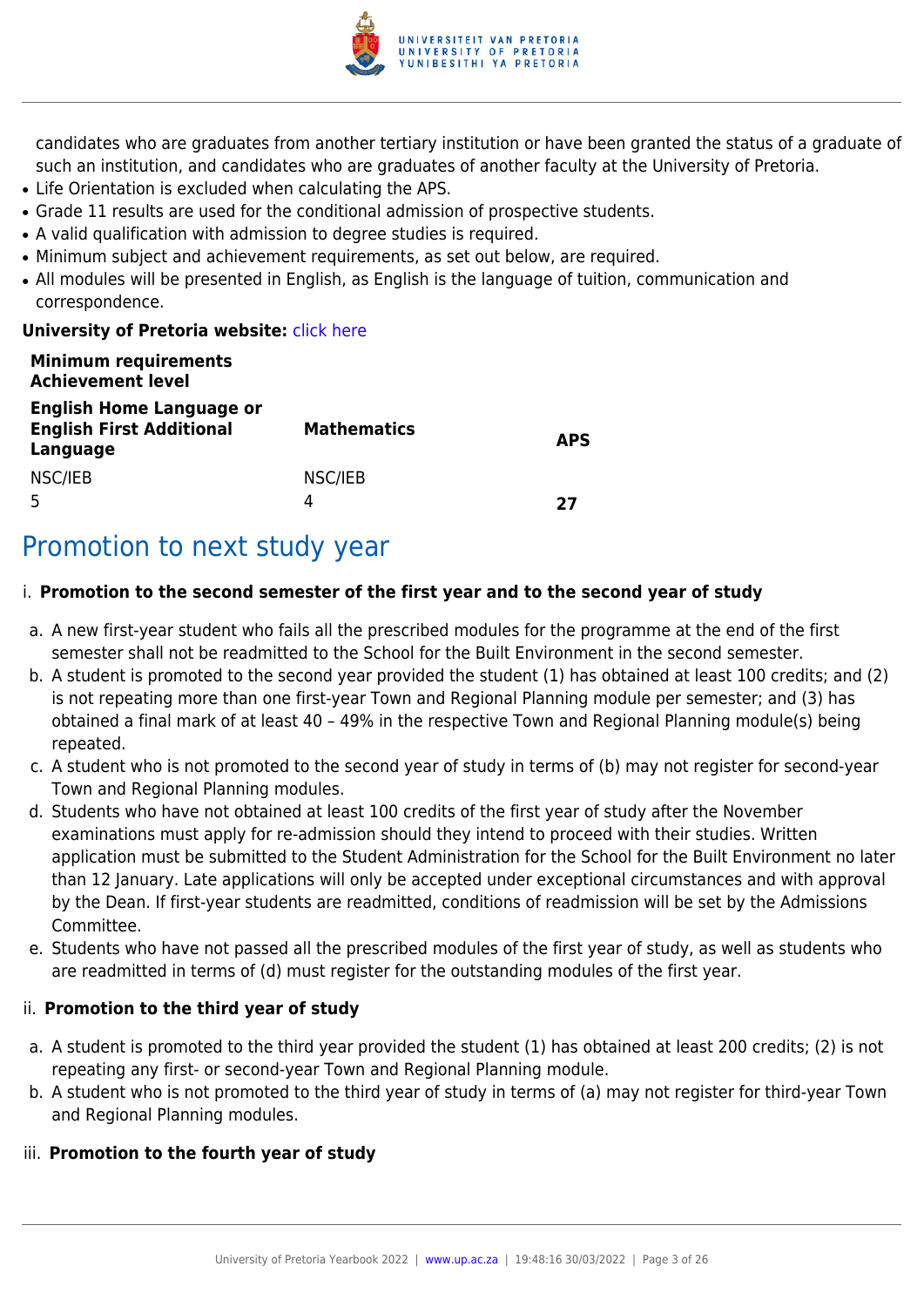candidates who are graduates from another tertiary institution or have been granted the status of a graduate of such an institution, and candidates who are graduates of another faculty at the University of Pretoria.

- Life Orientation is excluded when calculating the APS.
- Grade 11 results are used for the conditional admission of prospective students.
- A valid qualification with admission to degree studies is required.
- Minimum subject and achievement requirements, as set out below, are required.
- All modules will be presented in English, as English is the language of tuition, communication and correspondence.

**University of Pretoria website:** click here

| **Minimum requirements Achievement level** | | |
|---|---|---|
| **English Home Language or English First Additional Language** | **Mathematics** | **APS** |
| NSC/IEB<br>5 | NSC/IEB<br>4 | **27** |

## Promotion to next study year

i. **Promotion to the second semester of the first year and to the second year of study**

a. A new first-year student who fails all the prescribed modules for the programme at the end of the first semester shall not be readmitted to the School for the Built Environment in the second semester.
b. A student is promoted to the second year provided the student (1) has obtained at least 100 credits; and (2) is not repeating more than one first-year Town and Regional Planning module per semester; and (3) has obtained a final mark of at least 40 – 49% in the respective Town and Regional Planning module(s) being repeated.
c. A student who is not promoted to the second year of study in terms of (b) may not register for second-year Town and Regional Planning modules.
d. Students who have not obtained at least 100 credits of the first year of study after the November examinations must apply for re-admission should they intend to proceed with their studies. Written application must be submitted to the Student Administration for the School for the Built Environment no later than 12 January. Late applications will only be accepted under exceptional circumstances and with approval by the Dean. If first-year students are readmitted, conditions of readmission will be set by the Admissions Committee.
e. Students who have not passed all the prescribed modules of the first year of study, as well as students who are readmitted in terms of (d) must register for the outstanding modules of the first year.

ii. **Promotion to the third year of study**

a. A student is promoted to the third year provided the student (1) has obtained at least 200 credits; (2) is not repeating any first- or second-year Town and Regional Planning module.
b. A student who is not promoted to the third year of study in terms of (a) may not register for third-year Town and Regional Planning modules.

iii. **Promotion to the fourth year of study**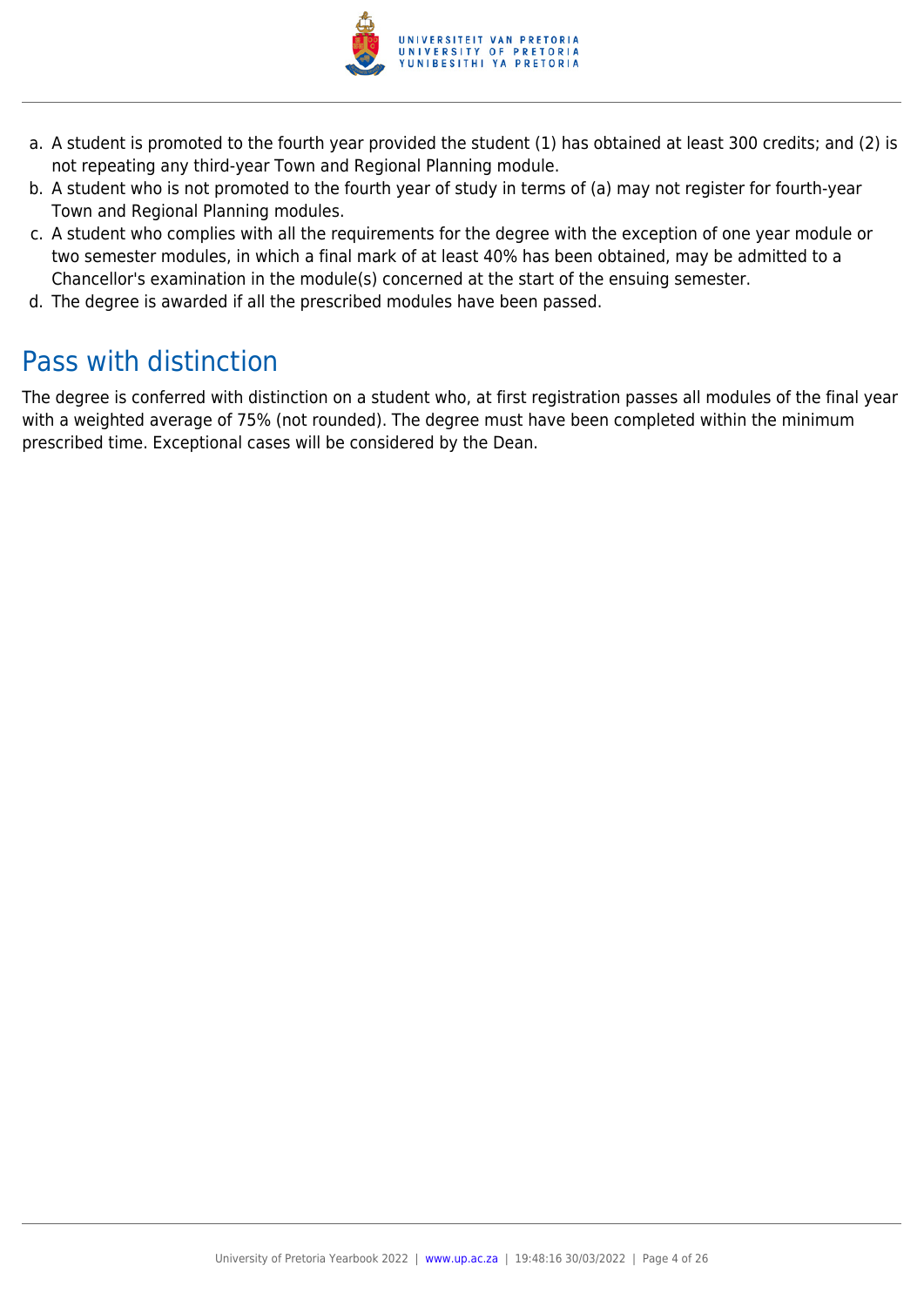a. A student is promoted to the fourth year provided the student (1) has obtained at least 300 credits; and (2) is not repeating any third-year Town and Regional Planning module.
b. A student who is not promoted to the fourth year of study in terms of (a) may not register for fourth-year Town and Regional Planning modules.
c. A student who complies with all the requirements for the degree with the exception of one year module or two semester modules, in which a final mark of at least 40% has been obtained, may be admitted to a Chancellor's examination in the module(s) concerned at the start of the ensuing semester.
d. The degree is awarded if all the prescribed modules have been passed.

## Pass with distinction

The degree is conferred with distinction on a student who, at first registration passes all modules of the final year with a weighted average of 75% (not rounded). The degree must have been completed within the minimum prescribed time. Exceptional cases will be considered by the Dean.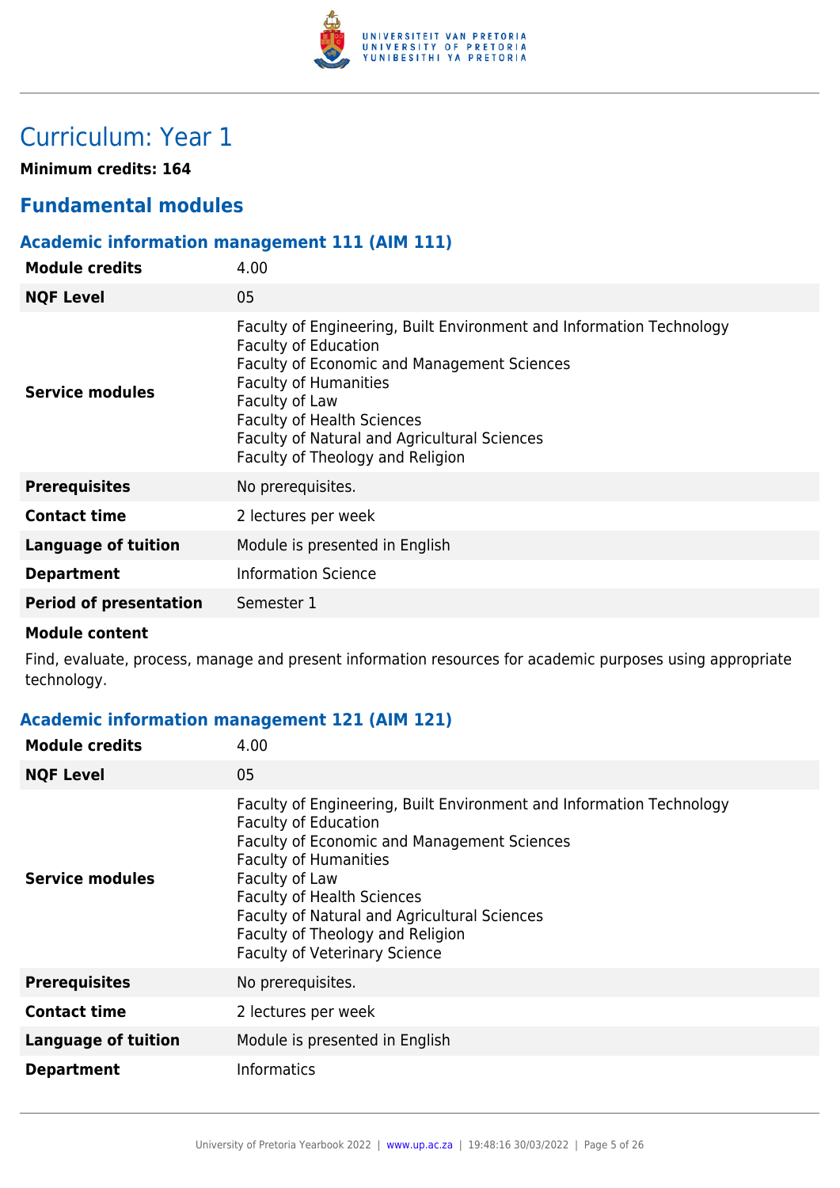# Curriculum: Year 1

**Minimum credits: 164**

## Fundamental modules

### Academic information management 111 (AIM 111)

| | |
|---|---|
| **Module credits** | 4.00 |
| **NQF Level** | 05 |
| **Service modules** | Faculty of Engineering, Built Environment and Information Technology<br>Faculty of Education<br>Faculty of Economic and Management Sciences<br>Faculty of Humanities<br>Faculty of Law<br>Faculty of Health Sciences<br>Faculty of Natural and Agricultural Sciences<br>Faculty of Theology and Religion |
| **Prerequisites** | No prerequisites. |
| **Contact time** | 2 lectures per week |
| **Language of tuition** | Module is presented in English |
| **Department** | Information Science |
| **Period of presentation** | Semester 1 |

**Module content**

Find, evaluate, process, manage and present information resources for academic purposes using appropriate technology.

### Academic information management 121 (AIM 121)

| | |
|---|---|
| **Module credits** | 4.00 |
| **NQF Level** | 05 |
| **Service modules** | Faculty of Engineering, Built Environment and Information Technology<br>Faculty of Education<br>Faculty of Economic and Management Sciences<br>Faculty of Humanities<br>Faculty of Law<br>Faculty of Health Sciences<br>Faculty of Natural and Agricultural Sciences<br>Faculty of Theology and Religion<br>Faculty of Veterinary Science |
| **Prerequisites** | No prerequisites. |
| **Contact time** | 2 lectures per week |
| **Language of tuition** | Module is presented in English |
| **Department** | Informatics |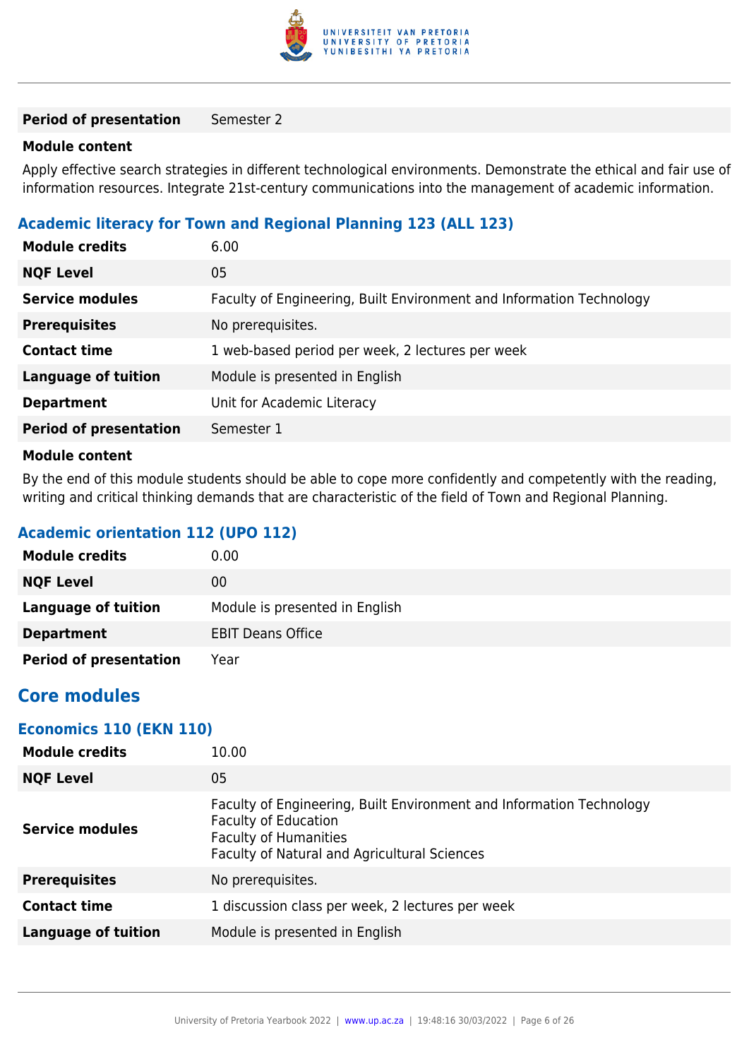| | |
|---|---|
| **Period of presentation** | Semester 2 |

**Module content**

Apply effective search strategies in different technological environments. Demonstrate the ethical and fair use of information resources. Integrate 21st-century communications into the management of academic information.

### Academic literacy for Town and Regional Planning 123 (ALL 123)

| | |
|---|---|
| **Module credits** | 6.00 |
| **NQF Level** | 05 |
| **Service modules** | Faculty of Engineering, Built Environment and Information Technology |
| **Prerequisites** | No prerequisites. |
| **Contact time** | 1 web-based period per week, 2 lectures per week |
| **Language of tuition** | Module is presented in English |
| **Department** | Unit for Academic Literacy |
| **Period of presentation** | Semester 1 |

**Module content**

By the end of this module students should be able to cope more confidently and competently with the reading, writing and critical thinking demands that are characteristic of the field of Town and Regional Planning.

### Academic orientation 112 (UPO 112)

| | |
|---|---|
| **Module credits** | 0.00 |
| **NQF Level** | 00 |
| **Language of tuition** | Module is presented in English |
| **Department** | EBIT Deans Office |
| **Period of presentation** | Year |

## Core modules

### Economics 110 (EKN 110)

| | |
|---|---|
| **Module credits** | 10.00 |
| **NQF Level** | 05 |
| **Service modules** | Faculty of Engineering, Built Environment and Information Technology<br>Faculty of Education<br>Faculty of Humanities<br>Faculty of Natural and Agricultural Sciences |
| **Prerequisites** | No prerequisites. |
| **Contact time** | 1 discussion class per week, 2 lectures per week |
| **Language of tuition** | Module is presented in English |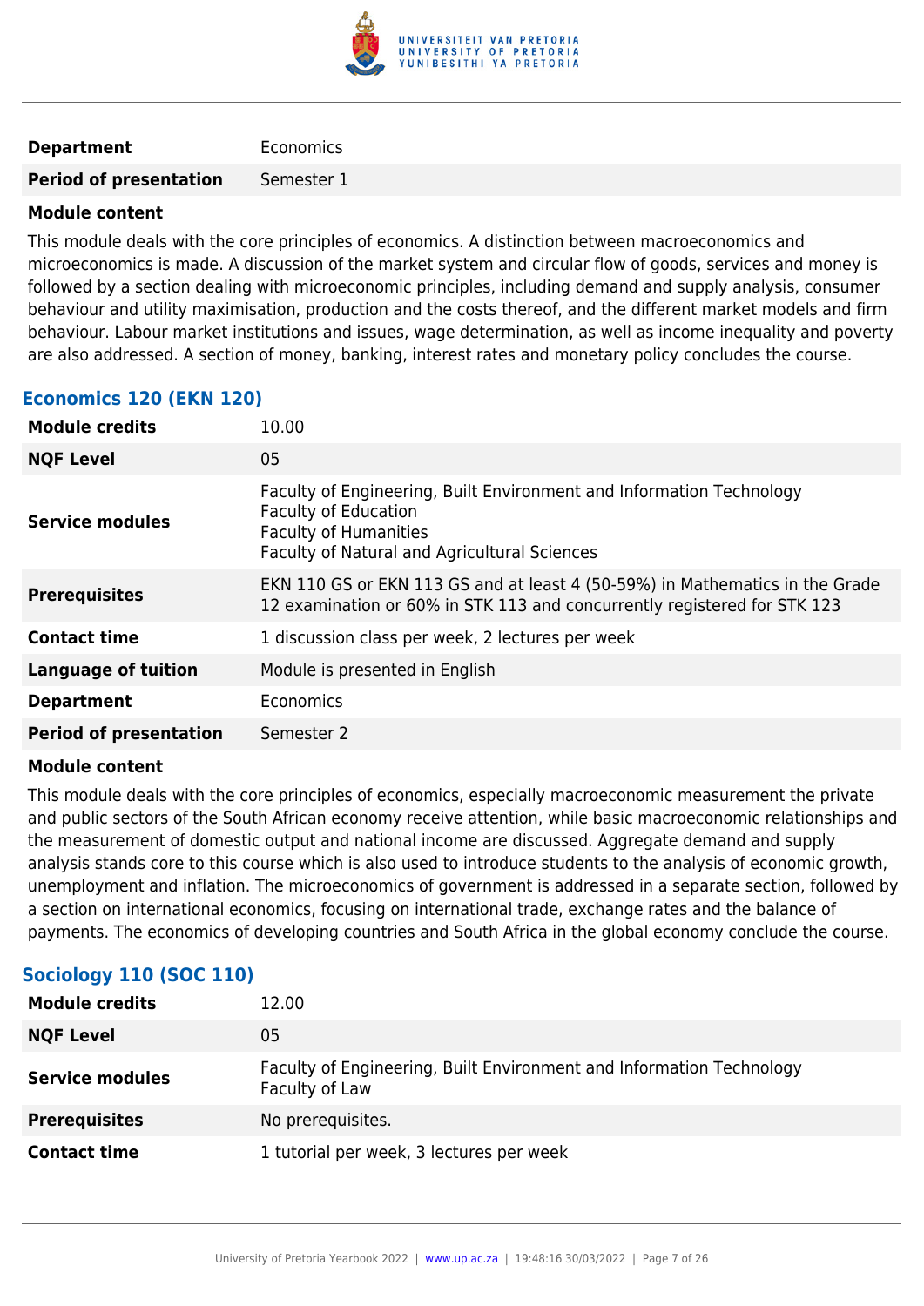| | |
|---|---|
| **Department** | Economics |
| **Period of presentation** | Semester 1 |

**Module content**

This module deals with the core principles of economics. A distinction between macroeconomics and microeconomics is made. A discussion of the market system and circular flow of goods, services and money is followed by a section dealing with microeconomic principles, including demand and supply analysis, consumer behaviour and utility maximisation, production and the costs thereof, and the different market models and firm behaviour. Labour market institutions and issues, wage determination, as well as income inequality and poverty are also addressed. A section of money, banking, interest rates and monetary policy concludes the course.

### Economics 120 (EKN 120)

| | |
|---|---|
| **Module credits** | 10.00 |
| **NQF Level** | 05 |
| **Service modules** | Faculty of Engineering, Built Environment and Information Technology<br>Faculty of Education<br>Faculty of Humanities<br>Faculty of Natural and Agricultural Sciences |
| **Prerequisites** | EKN 110 GS or EKN 113 GS and at least 4 (50-59%) in Mathematics in the Grade 12 examination or 60% in STK 113 and concurrently registered for STK 123 |
| **Contact time** | 1 discussion class per week, 2 lectures per week |
| **Language of tuition** | Module is presented in English |
| **Department** | Economics |
| **Period of presentation** | Semester 2 |

**Module content**

This module deals with the core principles of economics, especially macroeconomic measurement the private and public sectors of the South African economy receive attention, while basic macroeconomic relationships and the measurement of domestic output and national income are discussed. Aggregate demand and supply analysis stands core to this course which is also used to introduce students to the analysis of economic growth, unemployment and inflation. The microeconomics of government is addressed in a separate section, followed by a section on international economics, focusing on international trade, exchange rates and the balance of payments. The economics of developing countries and South Africa in the global economy conclude the course.

### Sociology 110 (SOC 110)

| | |
|---|---|
| **Module credits** | 12.00 |
| **NQF Level** | 05 |
| **Service modules** | Faculty of Engineering, Built Environment and Information Technology<br>Faculty of Law |
| **Prerequisites** | No prerequisites. |
| **Contact time** | 1 tutorial per week, 3 lectures per week |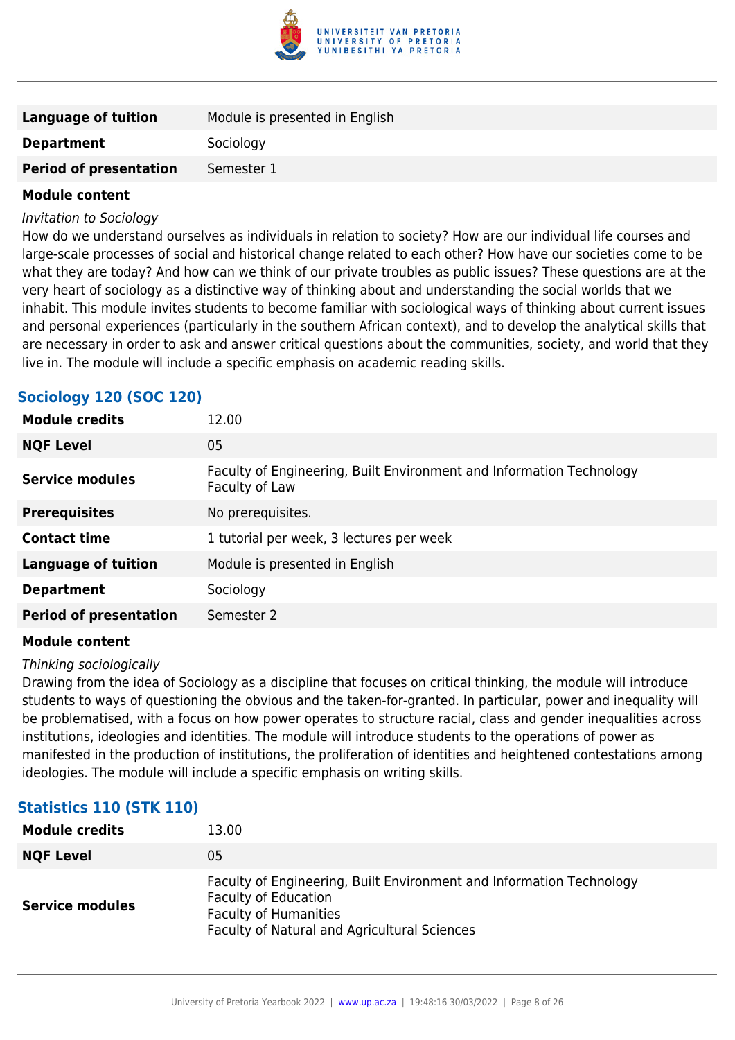| | |
|---|---|
| **Language of tuition** | Module is presented in English |
| **Department** | Sociology |
| **Period of presentation** | Semester 1 |

**Module content**

*Invitation to Sociology*

How do we understand ourselves as individuals in relation to society? How are our individual life courses and large-scale processes of social and historical change related to each other? How have our societies come to be what they are today? And how can we think of our private troubles as public issues? These questions are at the very heart of sociology as a distinctive way of thinking about and understanding the social worlds that we inhabit. This module invites students to become familiar with sociological ways of thinking about current issues and personal experiences (particularly in the southern African context), and to develop the analytical skills that are necessary in order to ask and answer critical questions about the communities, society, and world that they live in. The module will include a specific emphasis on academic reading skills.

### Sociology 120 (SOC 120)

| | |
|---|---|
| **Module credits** | 12.00 |
| **NQF Level** | 05 |
| **Service modules** | Faculty of Engineering, Built Environment and Information Technology<br>Faculty of Law |
| **Prerequisites** | No prerequisites. |
| **Contact time** | 1 tutorial per week, 3 lectures per week |
| **Language of tuition** | Module is presented in English |
| **Department** | Sociology |
| **Period of presentation** | Semester 2 |

**Module content**

*Thinking sociologically*

Drawing from the idea of Sociology as a discipline that focuses on critical thinking, the module will introduce students to ways of questioning the obvious and the taken-for-granted. In particular, power and inequality will be problematised, with a focus on how power operates to structure racial, class and gender inequalities across institutions, ideologies and identities. The module will introduce students to the operations of power as manifested in the production of institutions, the proliferation of identities and heightened contestations among ideologies. The module will include a specific emphasis on writing skills.

### Statistics 110 (STK 110)

| | |
|---|---|
| **Module credits** | 13.00 |
| **NQF Level** | 05 |
| **Service modules** | Faculty of Engineering, Built Environment and Information Technology<br>Faculty of Education<br>Faculty of Humanities<br>Faculty of Natural and Agricultural Sciences |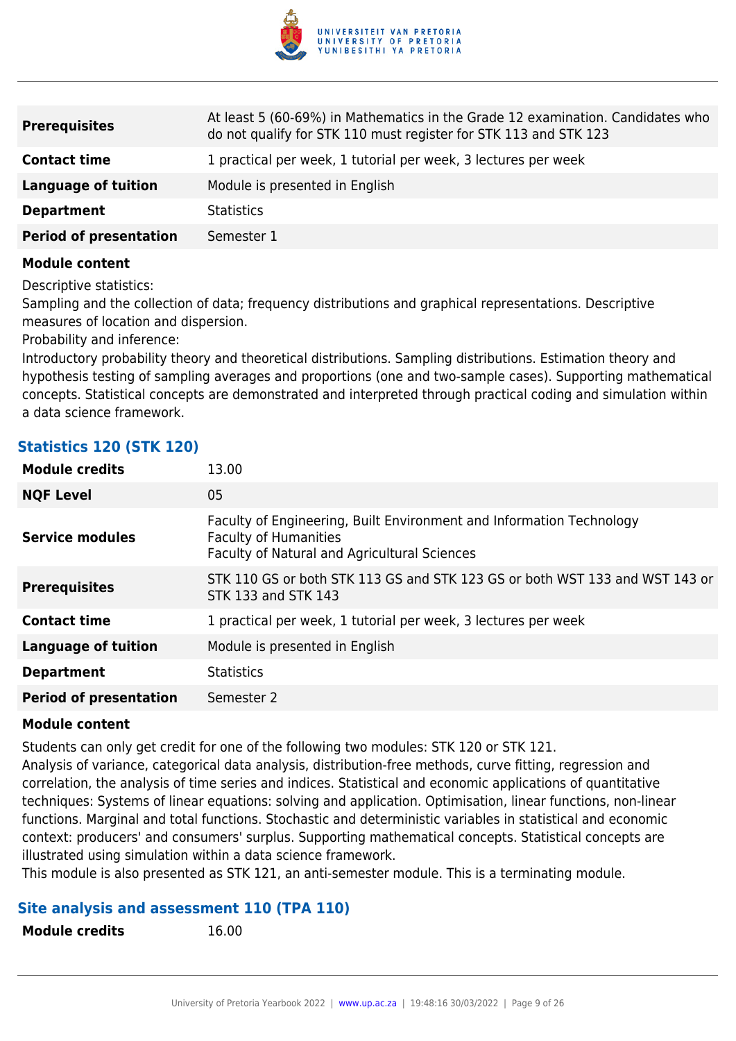| | |
|---|---|
| **Prerequisites** | At least 5 (60-69%) in Mathematics in the Grade 12 examination. Candidates who do not qualify for STK 110 must register for STK 113 and STK 123 |
| **Contact time** | 1 practical per week, 1 tutorial per week, 3 lectures per week |
| **Language of tuition** | Module is presented in English |
| **Department** | Statistics |
| **Period of presentation** | Semester 1 |

**Module content**

Descriptive statistics:
Sampling and the collection of data; frequency distributions and graphical representations. Descriptive measures of location and dispersion.
Probability and inference:
Introductory probability theory and theoretical distributions. Sampling distributions. Estimation theory and hypothesis testing of sampling averages and proportions (one and two-sample cases). Supporting mathematical concepts. Statistical concepts are demonstrated and interpreted through practical coding and simulation within a data science framework.

### Statistics 120 (STK 120)

| | |
|---|---|
| **Module credits** | 13.00 |
| **NQF Level** | 05 |
| **Service modules** | Faculty of Engineering, Built Environment and Information Technology<br>Faculty of Humanities<br>Faculty of Natural and Agricultural Sciences |
| **Prerequisites** | STK 110 GS or both STK 113 GS and STK 123 GS or both WST 133 and WST 143 or STK 133 and STK 143 |
| **Contact time** | 1 practical per week, 1 tutorial per week, 3 lectures per week |
| **Language of tuition** | Module is presented in English |
| **Department** | Statistics |
| **Period of presentation** | Semester 2 |

**Module content**

Students can only get credit for one of the following two modules: STK 120 or STK 121.
Analysis of variance, categorical data analysis, distribution-free methods, curve fitting, regression and correlation, the analysis of time series and indices. Statistical and economic applications of quantitative techniques: Systems of linear equations: solving and application. Optimisation, linear functions, non-linear functions. Marginal and total functions. Stochastic and deterministic variables in statistical and economic context: producers' and consumers' surplus. Supporting mathematical concepts. Statistical concepts are illustrated using simulation within a data science framework.
This module is also presented as STK 121, an anti-semester module. This is a terminating module.

### Site analysis and assessment 110 (TPA 110)

| | |
|---|---|
| **Module credits** | 16.00 |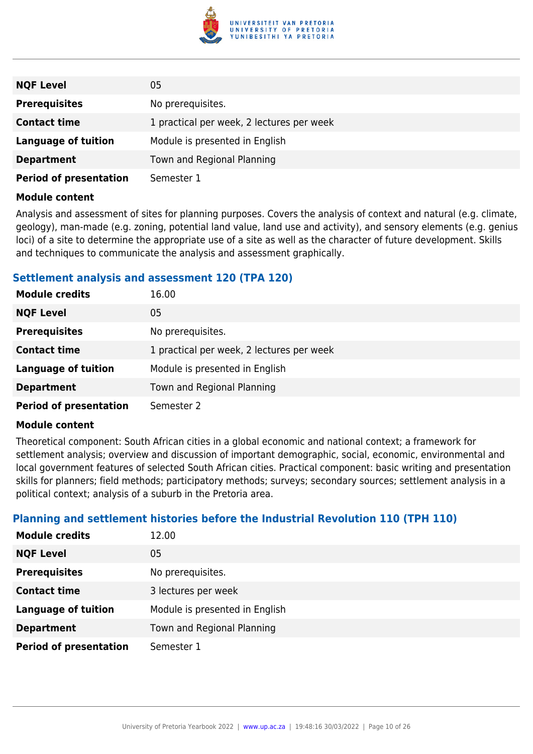| | |
|---|---|
| **NQF Level** | 05 |
| **Prerequisites** | No prerequisites. |
| **Contact time** | 1 practical per week, 2 lectures per week |
| **Language of tuition** | Module is presented in English |
| **Department** | Town and Regional Planning |
| **Period of presentation** | Semester 1 |

**Module content**

Analysis and assessment of sites for planning purposes. Covers the analysis of context and natural (e.g. climate, geology), man-made (e.g. zoning, potential land value, land use and activity), and sensory elements (e.g. genius loci) of a site to determine the appropriate use of a site as well as the character of future development. Skills and techniques to communicate the analysis and assessment graphically.

### Settlement analysis and assessment 120 (TPA 120)

| | |
|---|---|
| **Module credits** | 16.00 |
| **NQF Level** | 05 |
| **Prerequisites** | No prerequisites. |
| **Contact time** | 1 practical per week, 2 lectures per week |
| **Language of tuition** | Module is presented in English |
| **Department** | Town and Regional Planning |
| **Period of presentation** | Semester 2 |

**Module content**

Theoretical component: South African cities in a global economic and national context; a framework for settlement analysis; overview and discussion of important demographic, social, economic, environmental and local government features of selected South African cities. Practical component: basic writing and presentation skills for planners; field methods; participatory methods; surveys; secondary sources; settlement analysis in a political context; analysis of a suburb in the Pretoria area.

### Planning and settlement histories before the Industrial Revolution 110 (TPH 110)

| | |
|---|---|
| **Module credits** | 12.00 |
| **NQF Level** | 05 |
| **Prerequisites** | No prerequisites. |
| **Contact time** | 3 lectures per week |
| **Language of tuition** | Module is presented in English |
| **Department** | Town and Regional Planning |
| **Period of presentation** | Semester 1 |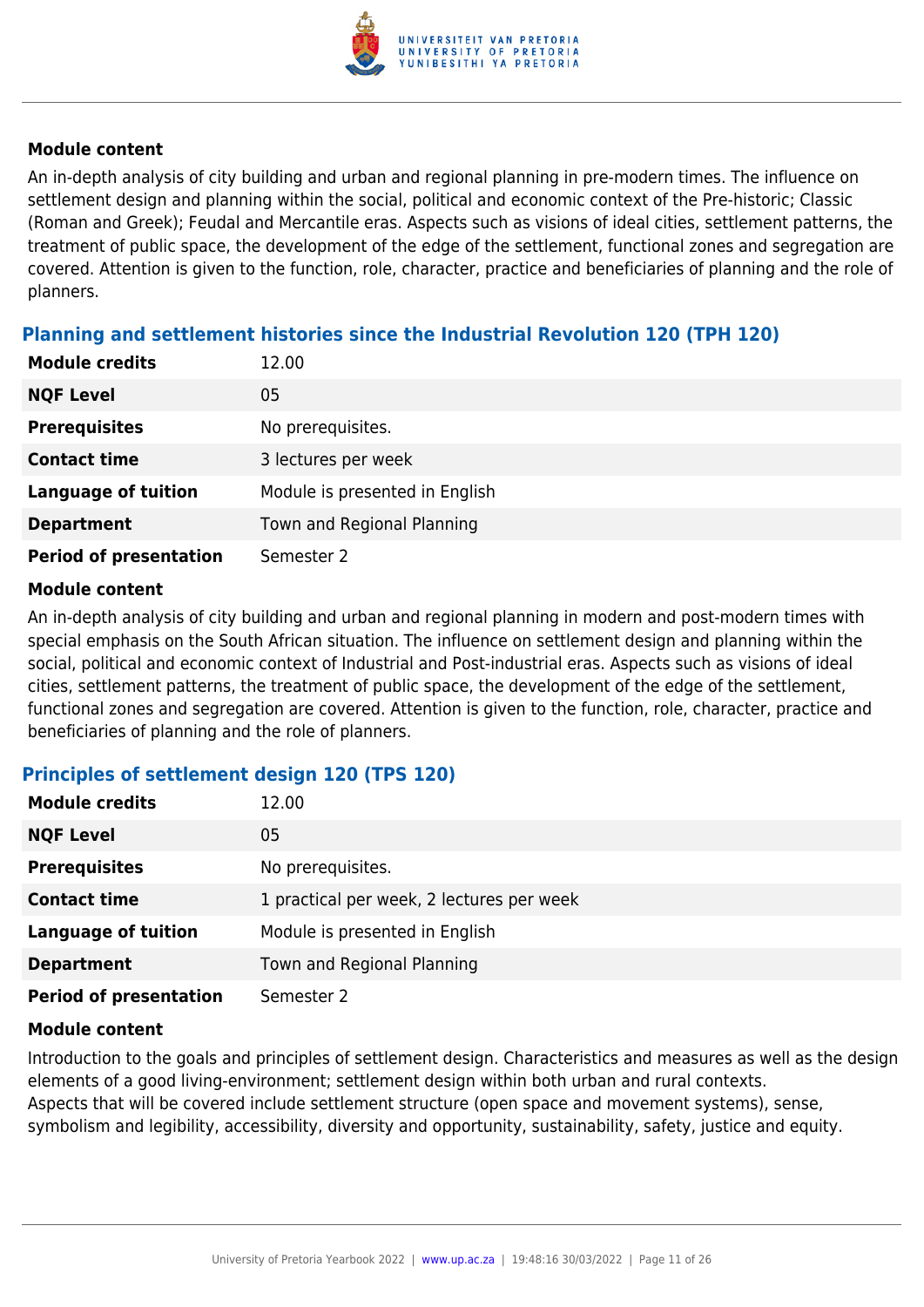#### Module content

An in-depth analysis of city building and urban and regional planning in pre-modern times. The influence on settlement design and planning within the social, political and economic context of the Pre-historic; Classic (Roman and Greek); Feudal and Mercantile eras. Aspects such as visions of ideal cities, settlement patterns, the treatment of public space, the development of the edge of the settlement, functional zones and segregation are covered. Attention is given to the function, role, character, practice and beneficiaries of planning and the role of planners.

### Planning and settlement histories since the Industrial Revolution 120 (TPH 120)

| | |
|---|---|
| **Module credits** | 12.00 |
| **NQF Level** | 05 |
| **Prerequisites** | No prerequisites. |
| **Contact time** | 3 lectures per week |
| **Language of tuition** | Module is presented in English |
| **Department** | Town and Regional Planning |
| **Period of presentation** | Semester 2 |

#### Module content

An in-depth analysis of city building and urban and regional planning in modern and post-modern times with special emphasis on the South African situation. The influence on settlement design and planning within the social, political and economic context of Industrial and Post-industrial eras. Aspects such as visions of ideal cities, settlement patterns, the treatment of public space, the development of the edge of the settlement, functional zones and segregation are covered. Attention is given to the function, role, character, practice and beneficiaries of planning and the role of planners.

### Principles of settlement design 120 (TPS 120)

| | |
|---|---|
| **Module credits** | 12.00 |
| **NQF Level** | 05 |
| **Prerequisites** | No prerequisites. |
| **Contact time** | 1 practical per week, 2 lectures per week |
| **Language of tuition** | Module is presented in English |
| **Department** | Town and Regional Planning |
| **Period of presentation** | Semester 2 |

#### Module content

Introduction to the goals and principles of settlement design. Characteristics and measures as well as the design elements of a good living-environment; settlement design within both urban and rural contexts.
Aspects that will be covered include settlement structure (open space and movement systems), sense, symbolism and legibility, accessibility, diversity and opportunity, sustainability, safety, justice and equity.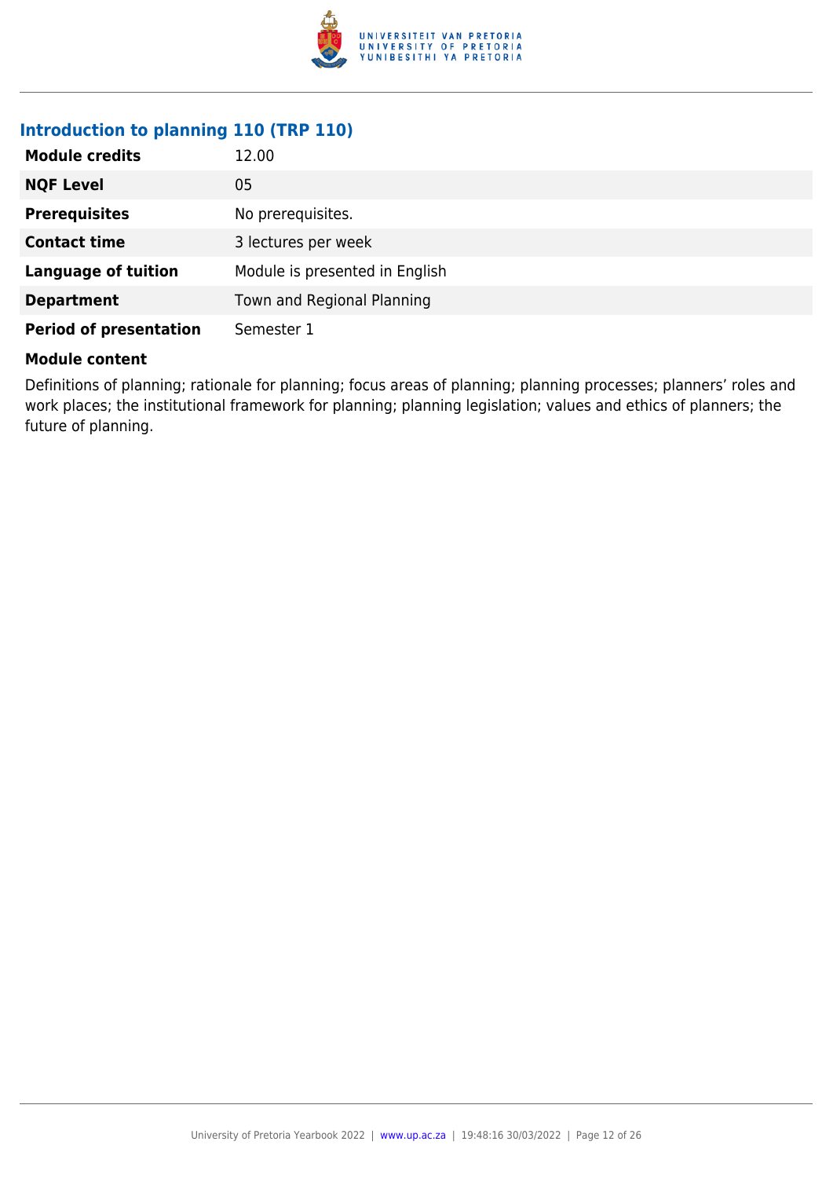### Introduction to planning 110 (TRP 110)

| | |
|---|---|
| **Module credits** | 12.00 |
| **NQF Level** | 05 |
| **Prerequisites** | No prerequisites. |
| **Contact time** | 3 lectures per week |
| **Language of tuition** | Module is presented in English |
| **Department** | Town and Regional Planning |
| **Period of presentation** | Semester 1 |

**Module content**

Definitions of planning; rationale for planning; focus areas of planning; planning processes; planners' roles and work places; the institutional framework for planning; planning legislation; values and ethics of planners; the future of planning.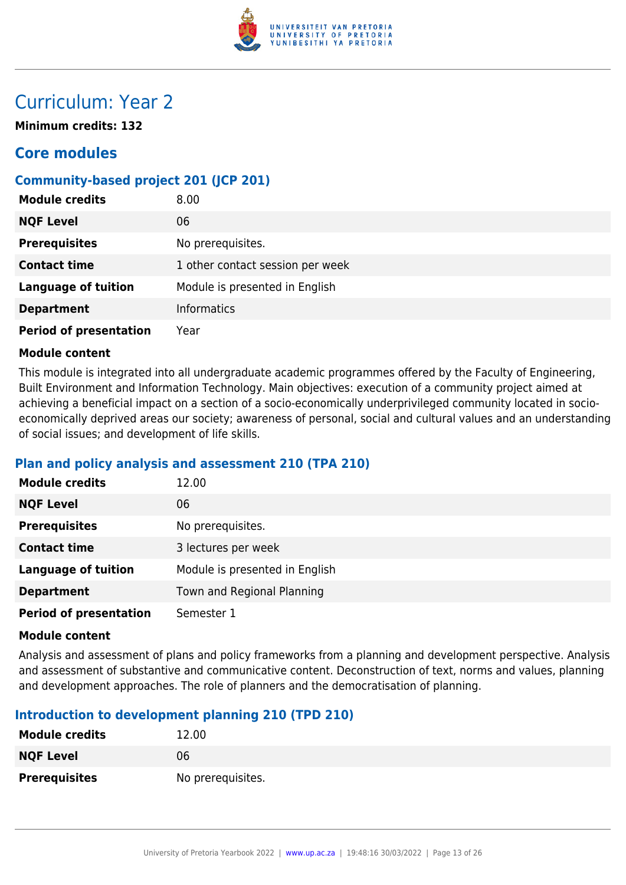# Curriculum: Year 2

**Minimum credits: 132**

## Core modules

### Community-based project 201 (JCP 201)

| | |
|---|---|
| **Module credits** | 8.00 |
| **NQF Level** | 06 |
| **Prerequisites** | No prerequisites. |
| **Contact time** | 1 other contact session per week |
| **Language of tuition** | Module is presented in English |
| **Department** | Informatics |
| **Period of presentation** | Year |

**Module content**

This module is integrated into all undergraduate academic programmes offered by the Faculty of Engineering, Built Environment and Information Technology. Main objectives: execution of a community project aimed at achieving a beneficial impact on a section of a socio-economically underprivileged community located in socio-economically deprived areas our society; awareness of personal, social and cultural values and an understanding of social issues; and development of life skills.

### Plan and policy analysis and assessment 210 (TPA 210)

| | |
|---|---|
| **Module credits** | 12.00 |
| **NQF Level** | 06 |
| **Prerequisites** | No prerequisites. |
| **Contact time** | 3 lectures per week |
| **Language of tuition** | Module is presented in English |
| **Department** | Town and Regional Planning |
| **Period of presentation** | Semester 1 |

**Module content**

Analysis and assessment of plans and policy frameworks from a planning and development perspective. Analysis and assessment of substantive and communicative content. Deconstruction of text, norms and values, planning and development approaches. The role of planners and the democratisation of planning.

### Introduction to development planning 210 (TPD 210)

| | |
|---|---|
| **Module credits** | 12.00 |
| **NQF Level** | 06 |
| **Prerequisites** | No prerequisites. |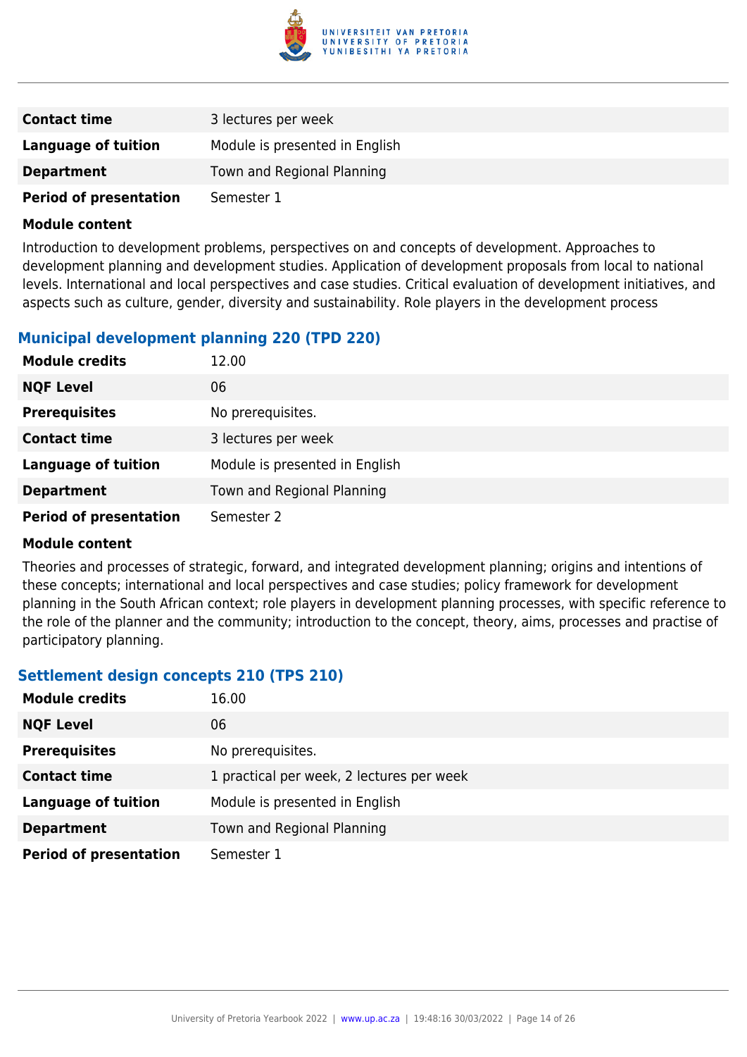| | |
|---|---|
| **Contact time** | 3 lectures per week |
| **Language of tuition** | Module is presented in English |
| **Department** | Town and Regional Planning |
| **Period of presentation** | Semester 1 |

**Module content**

Introduction to development problems, perspectives on and concepts of development. Approaches to development planning and development studies. Application of development proposals from local to national levels. International and local perspectives and case studies. Critical evaluation of development initiatives, and aspects such as culture, gender, diversity and sustainability. Role players in the development process

### Municipal development planning 220 (TPD 220)

| | |
|---|---|
| **Module credits** | 12.00 |
| **NQF Level** | 06 |
| **Prerequisites** | No prerequisites. |
| **Contact time** | 3 lectures per week |
| **Language of tuition** | Module is presented in English |
| **Department** | Town and Regional Planning |
| **Period of presentation** | Semester 2 |

**Module content**

Theories and processes of strategic, forward, and integrated development planning; origins and intentions of these concepts; international and local perspectives and case studies; policy framework for development planning in the South African context; role players in development planning processes, with specific reference to the role of the planner and the community; introduction to the concept, theory, aims, processes and practise of participatory planning.

### Settlement design concepts 210 (TPS 210)

| | |
|---|---|
| **Module credits** | 16.00 |
| **NQF Level** | 06 |
| **Prerequisites** | No prerequisites. |
| **Contact time** | 1 practical per week, 2 lectures per week |
| **Language of tuition** | Module is presented in English |
| **Department** | Town and Regional Planning |
| **Period of presentation** | Semester 1 |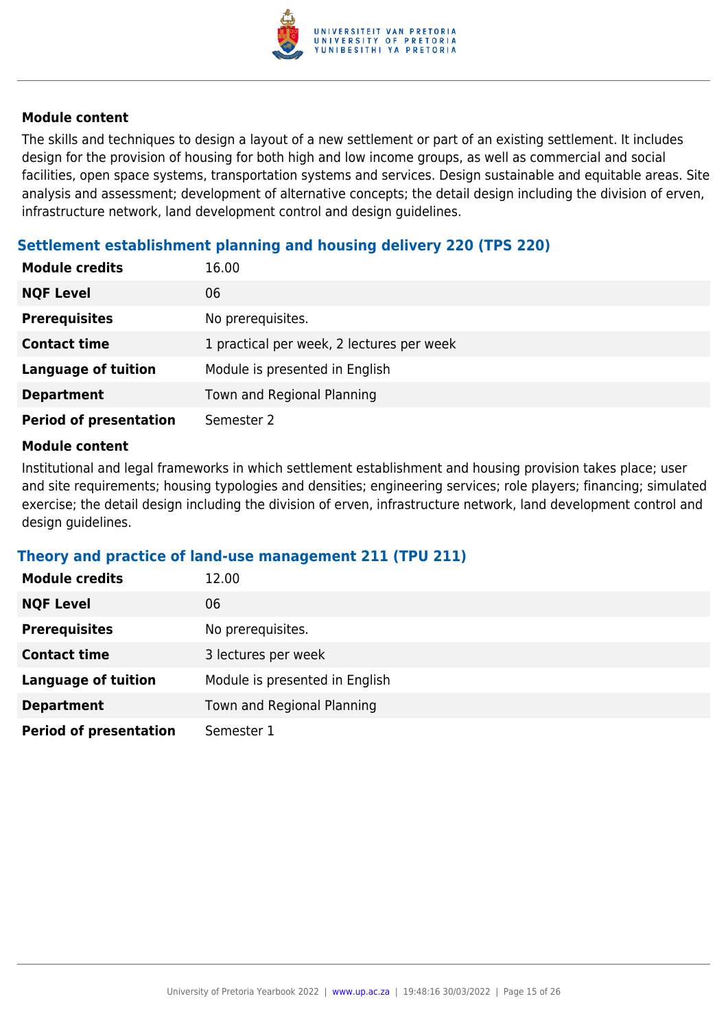**Module content**

The skills and techniques to design a layout of a new settlement or part of an existing settlement. It includes design for the provision of housing for both high and low income groups, as well as commercial and social facilities, open space systems, transportation systems and services. Design sustainable and equitable areas. Site analysis and assessment; development of alternative concepts; the detail design including the division of erven, infrastructure network, land development control and design guidelines.

### Settlement establishment planning and housing delivery 220 (TPS 220)

| | |
|---|---|
| **Module credits** | 16.00 |
| **NQF Level** | 06 |
| **Prerequisites** | No prerequisites. |
| **Contact time** | 1 practical per week, 2 lectures per week |
| **Language of tuition** | Module is presented in English |
| **Department** | Town and Regional Planning |
| **Period of presentation** | Semester 2 |

**Module content**

Institutional and legal frameworks in which settlement establishment and housing provision takes place; user and site requirements; housing typologies and densities; engineering services; role players; financing; simulated exercise; the detail design including the division of erven, infrastructure network, land development control and design guidelines.

### Theory and practice of land-use management 211 (TPU 211)

| | |
|---|---|
| **Module credits** | 12.00 |
| **NQF Level** | 06 |
| **Prerequisites** | No prerequisites. |
| **Contact time** | 3 lectures per week |
| **Language of tuition** | Module is presented in English |
| **Department** | Town and Regional Planning |
| **Period of presentation** | Semester 1 |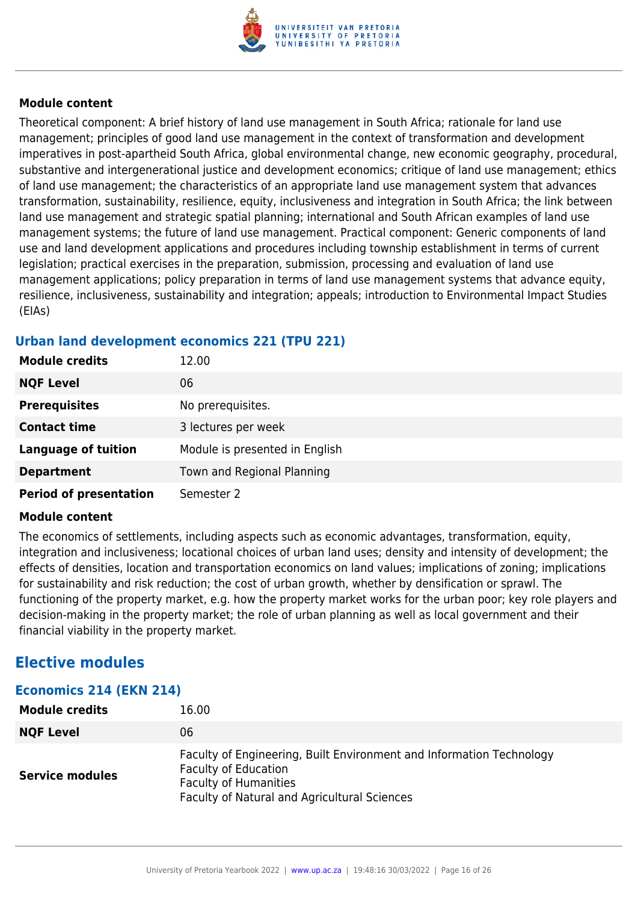#### Module content

Theoretical component: A brief history of land use management in South Africa; rationale for land use management; principles of good land use management in the context of transformation and development imperatives in post-apartheid South Africa, global environmental change, new economic geography, procedural, substantive and intergenerational justice and development economics; critique of land use management; ethics of land use management; the characteristics of an appropriate land use management system that advances transformation, sustainability, resilience, equity, inclusiveness and integration in South Africa; the link between land use management and strategic spatial planning; international and South African examples of land use management systems; the future of land use management. Practical component: Generic components of land use and land development applications and procedures including township establishment in terms of current legislation; practical exercises in the preparation, submission, processing and evaluation of land use management applications; policy preparation in terms of land use management systems that advance equity, resilience, inclusiveness, sustainability and integration; appeals; introduction to Environmental Impact Studies (EIAs)

### Urban land development economics 221 (TPU 221)

| | |
|---|---|
| **Module credits** | 12.00 |
| **NQF Level** | 06 |
| **Prerequisites** | No prerequisites. |
| **Contact time** | 3 lectures per week |
| **Language of tuition** | Module is presented in English |
| **Department** | Town and Regional Planning |
| **Period of presentation** | Semester 2 |

#### Module content

The economics of settlements, including aspects such as economic advantages, transformation, equity, integration and inclusiveness; locational choices of urban land uses; density and intensity of development; the effects of densities, location and transportation economics on land values; implications of zoning; implications for sustainability and risk reduction; the cost of urban growth, whether by densification or sprawl. The functioning of the property market, e.g. how the property market works for the urban poor; key role players and decision-making in the property market; the role of urban planning as well as local government and their financial viability in the property market.

## Elective modules

### Economics 214 (EKN 214)

| | |
|---|---|
| **Module credits** | 16.00 |
| **NQF Level** | 06 |
| **Service modules** | Faculty of Engineering, Built Environment and Information Technology<br>Faculty of Education<br>Faculty of Humanities<br>Faculty of Natural and Agricultural Sciences |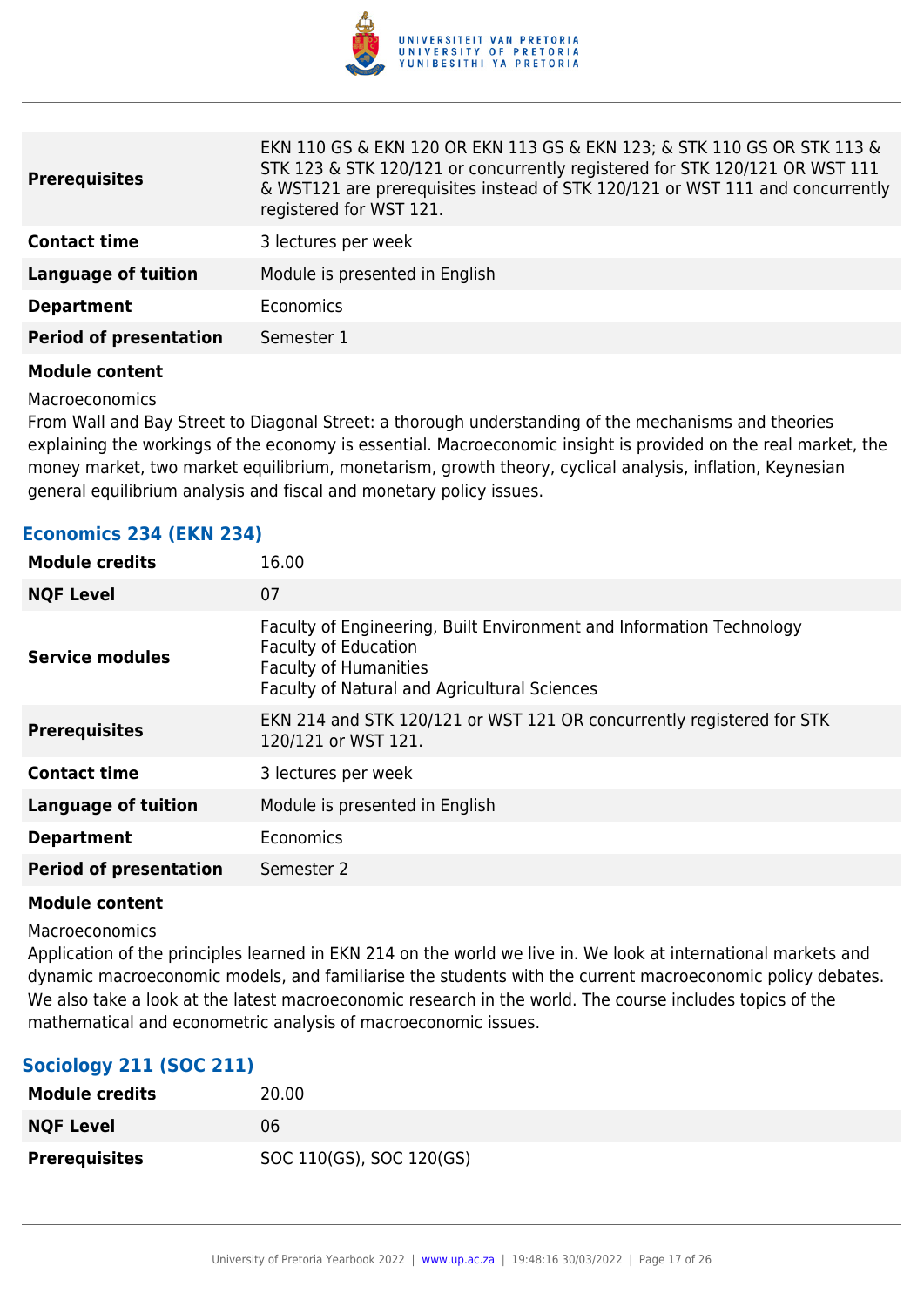| | |
|---|---|
| **Prerequisites** | EKN 110 GS & EKN 120 OR EKN 113 GS & EKN 123; & STK 110 GS OR STK 113 & STK 123 & STK 120/121 or concurrently registered for STK 120/121 OR WST 111 & WST121 are prerequisites instead of STK 120/121 or WST 111 and concurrently registered for WST 121. |
| **Contact time** | 3 lectures per week |
| **Language of tuition** | Module is presented in English |
| **Department** | Economics |
| **Period of presentation** | Semester 1 |

**Module content**

Macroeconomics

From Wall and Bay Street to Diagonal Street: a thorough understanding of the mechanisms and theories explaining the workings of the economy is essential. Macroeconomic insight is provided on the real market, the money market, two market equilibrium, monetarism, growth theory, cyclical analysis, inflation, Keynesian general equilibrium analysis and fiscal and monetary policy issues.

### Economics 234 (EKN 234)

| | |
|---|---|
| **Module credits** | 16.00 |
| **NQF Level** | 07 |
| **Service modules** | Faculty of Engineering, Built Environment and Information Technology<br>Faculty of Education<br>Faculty of Humanities<br>Faculty of Natural and Agricultural Sciences |
| **Prerequisites** | EKN 214 and STK 120/121 or WST 121 OR concurrently registered for STK 120/121 or WST 121. |
| **Contact time** | 3 lectures per week |
| **Language of tuition** | Module is presented in English |
| **Department** | Economics |
| **Period of presentation** | Semester 2 |

**Module content**

Macroeconomics

Application of the principles learned in EKN 214 on the world we live in. We look at international markets and dynamic macroeconomic models, and familiarise the students with the current macroeconomic policy debates. We also take a look at the latest macroeconomic research in the world. The course includes topics of the mathematical and econometric analysis of macroeconomic issues.

### Sociology 211 (SOC 211)

| | |
|---|---|
| **Module credits** | 20.00 |
| **NQF Level** | 06 |
| **Prerequisites** | SOC 110(GS), SOC 120(GS) |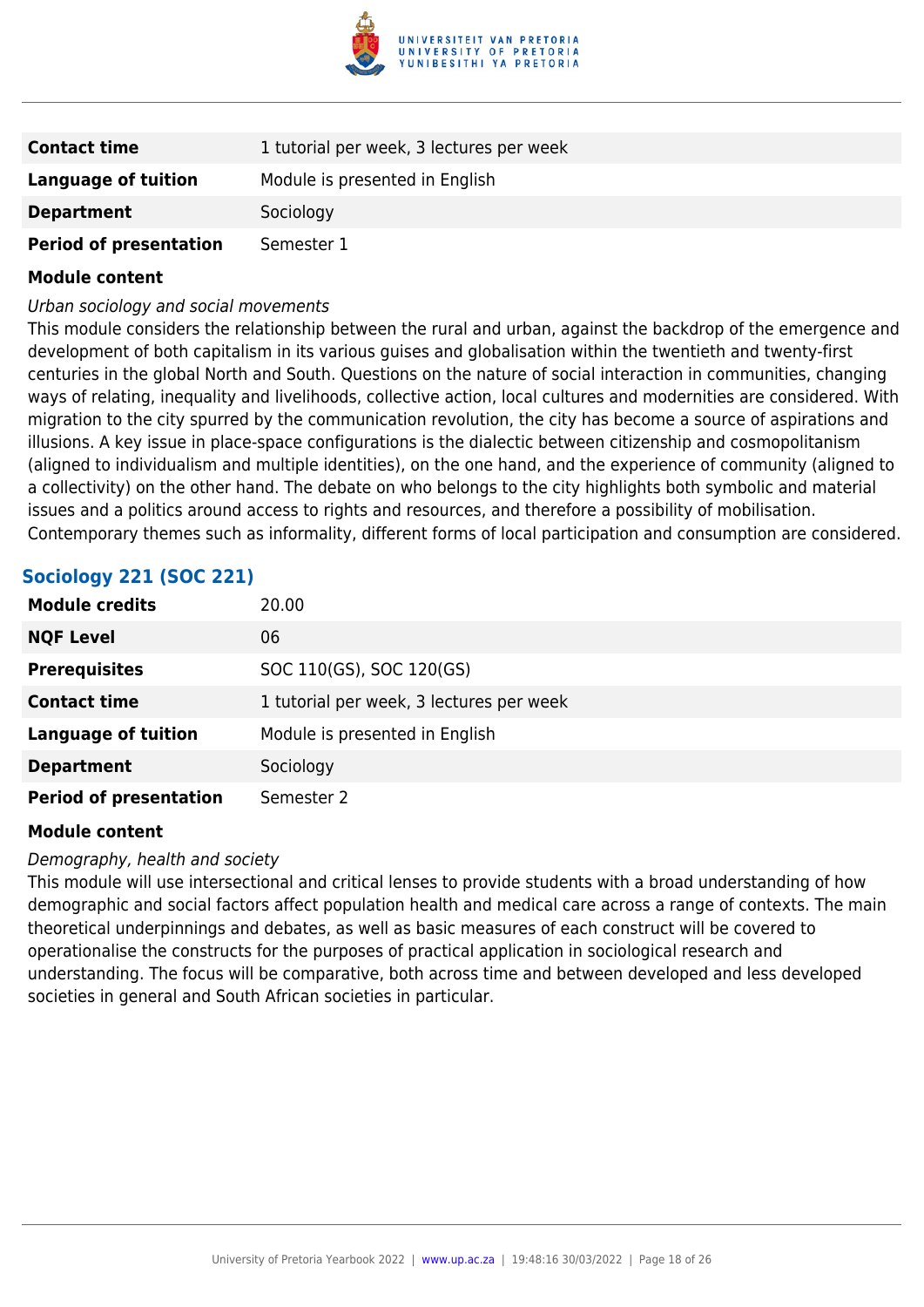| | |
|---|---|
| **Contact time** | 1 tutorial per week, 3 lectures per week |
| **Language of tuition** | Module is presented in English |
| **Department** | Sociology |
| **Period of presentation** | Semester 1 |

**Module content**

*Urban sociology and social movements*

This module considers the relationship between the rural and urban, against the backdrop of the emergence and development of both capitalism in its various guises and globalisation within the twentieth and twenty-first centuries in the global North and South. Questions on the nature of social interaction in communities, changing ways of relating, inequality and livelihoods, collective action, local cultures and modernities are considered. With migration to the city spurred by the communication revolution, the city has become a source of aspirations and illusions. A key issue in place-space configurations is the dialectic between citizenship and cosmopolitanism (aligned to individualism and multiple identities), on the one hand, and the experience of community (aligned to a collectivity) on the other hand. The debate on who belongs to the city highlights both symbolic and material issues and a politics around access to rights and resources, and therefore a possibility of mobilisation. Contemporary themes such as informality, different forms of local participation and consumption are considered.

## Sociology 221 (SOC 221)

| | |
|---|---|
| **Module credits** | 20.00 |
| **NQF Level** | 06 |
| **Prerequisites** | SOC 110(GS), SOC 120(GS) |
| **Contact time** | 1 tutorial per week, 3 lectures per week |
| **Language of tuition** | Module is presented in English |
| **Department** | Sociology |
| **Period of presentation** | Semester 2 |

**Module content**

*Demography, health and society*

This module will use intersectional and critical lenses to provide students with a broad understanding of how demographic and social factors affect population health and medical care across a range of contexts. The main theoretical underpinnings and debates, as well as basic measures of each construct will be covered to operationalise the constructs for the purposes of practical application in sociological research and understanding. The focus will be comparative, both across time and between developed and less developed societies in general and South African societies in particular.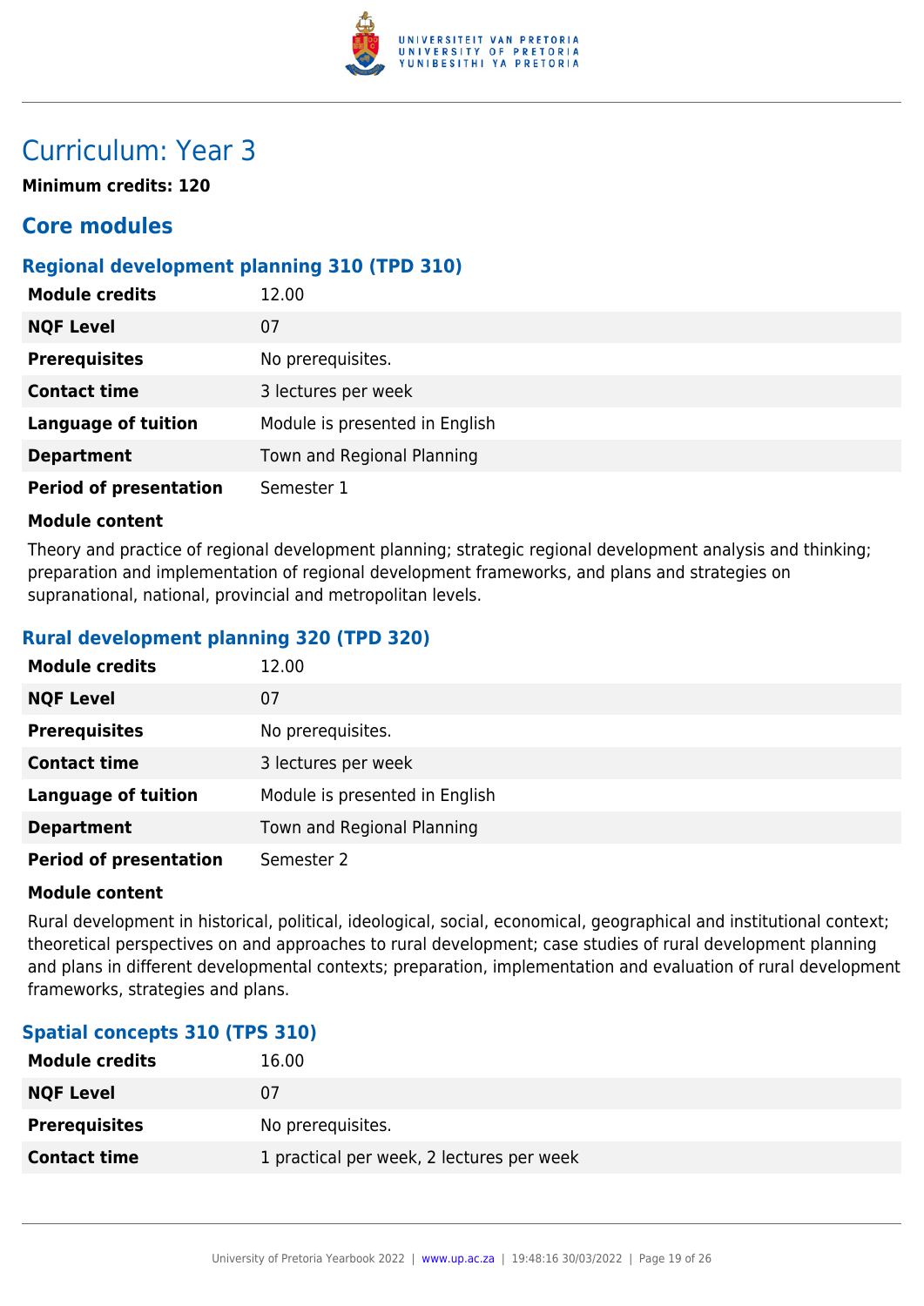# Curriculum: Year 3

**Minimum credits: 120**

## Core modules

### Regional development planning 310 (TPD 310)

| | |
|---|---|
| **Module credits** | 12.00 |
| **NQF Level** | 07 |
| **Prerequisites** | No prerequisites. |
| **Contact time** | 3 lectures per week |
| **Language of tuition** | Module is presented in English |
| **Department** | Town and Regional Planning |
| **Period of presentation** | Semester 1 |

**Module content**

Theory and practice of regional development planning; strategic regional development analysis and thinking; preparation and implementation of regional development frameworks, and plans and strategies on supranational, national, provincial and metropolitan levels.

### Rural development planning 320 (TPD 320)

| | |
|---|---|
| **Module credits** | 12.00 |
| **NQF Level** | 07 |
| **Prerequisites** | No prerequisites. |
| **Contact time** | 3 lectures per week |
| **Language of tuition** | Module is presented in English |
| **Department** | Town and Regional Planning |
| **Period of presentation** | Semester 2 |

**Module content**

Rural development in historical, political, ideological, social, economical, geographical and institutional context; theoretical perspectives on and approaches to rural development; case studies of rural development planning and plans in different developmental contexts; preparation, implementation and evaluation of rural development frameworks, strategies and plans.

### Spatial concepts 310 (TPS 310)

| | |
|---|---|
| **Module credits** | 16.00 |
| **NQF Level** | 07 |
| **Prerequisites** | No prerequisites. |
| **Contact time** | 1 practical per week, 2 lectures per week |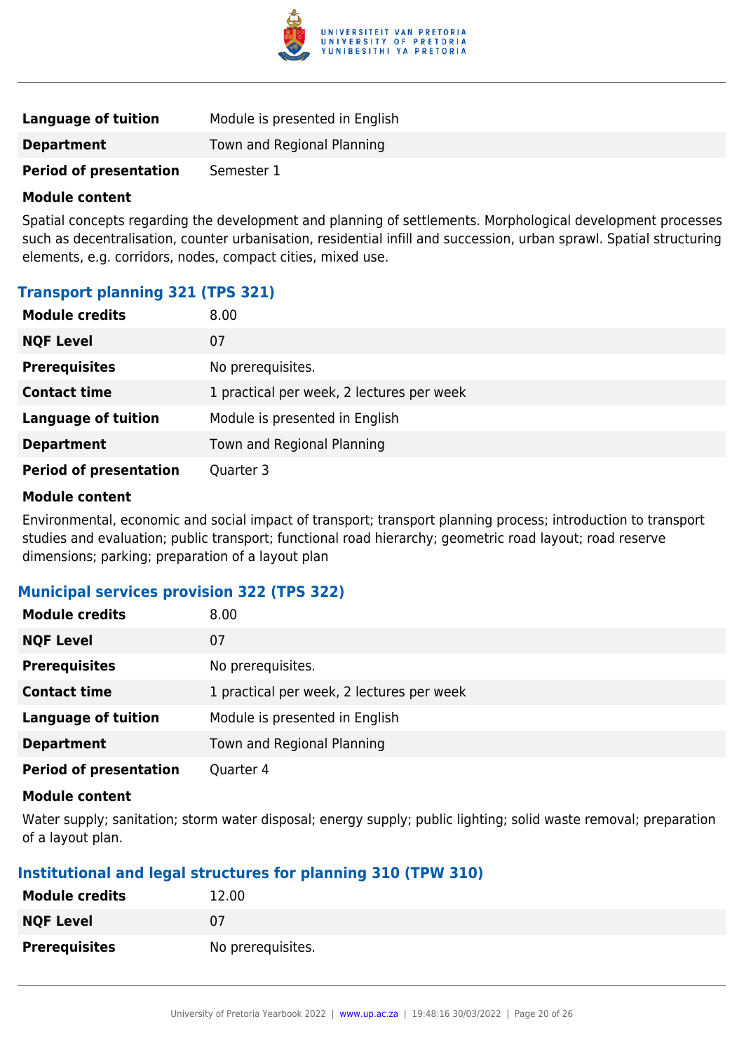| | |
|---|---|
| **Language of tuition** | Module is presented in English |
| **Department** | Town and Regional Planning |
| **Period of presentation** | Semester 1 |

**Module content**

Spatial concepts regarding the development and planning of settlements. Morphological development processes such as decentralisation, counter urbanisation, residential infill and succession, urban sprawl. Spatial structuring elements, e.g. corridors, nodes, compact cities, mixed use.

### Transport planning 321 (TPS 321)

| | |
|---|---|
| **Module credits** | 8.00 |
| **NQF Level** | 07 |
| **Prerequisites** | No prerequisites. |
| **Contact time** | 1 practical per week, 2 lectures per week |
| **Language of tuition** | Module is presented in English |
| **Department** | Town and Regional Planning |
| **Period of presentation** | Quarter 3 |

**Module content**

Environmental, economic and social impact of transport; transport planning process; introduction to transport studies and evaluation; public transport; functional road hierarchy; geometric road layout; road reserve dimensions; parking; preparation of a layout plan

### Municipal services provision 322 (TPS 322)

| | |
|---|---|
| **Module credits** | 8.00 |
| **NQF Level** | 07 |
| **Prerequisites** | No prerequisites. |
| **Contact time** | 1 practical per week, 2 lectures per week |
| **Language of tuition** | Module is presented in English |
| **Department** | Town and Regional Planning |
| **Period of presentation** | Quarter 4 |

**Module content**

Water supply; sanitation; storm water disposal; energy supply; public lighting; solid waste removal; preparation of a layout plan.

### Institutional and legal structures for planning 310 (TPW 310)

| | |
|---|---|
| **Module credits** | 12.00 |
| **NQF Level** | 07 |
| **Prerequisites** | No prerequisites. |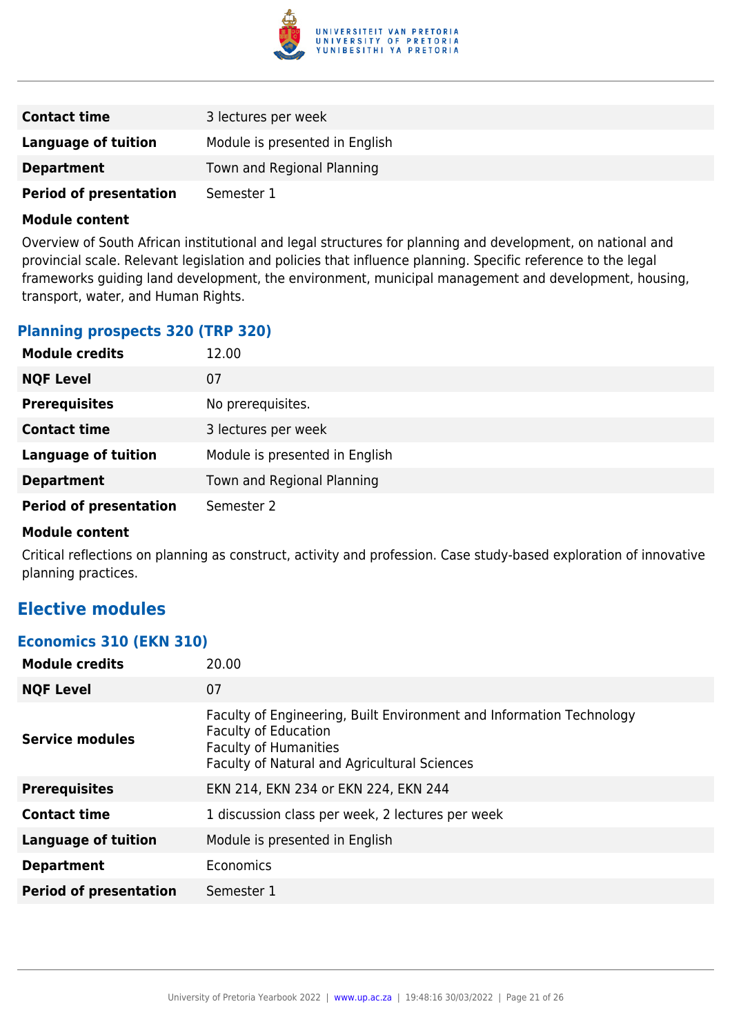| | |
|---|---|
| **Contact time** | 3 lectures per week |
| **Language of tuition** | Module is presented in English |
| **Department** | Town and Regional Planning |
| **Period of presentation** | Semester 1 |

**Module content**

Overview of South African institutional and legal structures for planning and development, on national and provincial scale. Relevant legislation and policies that influence planning. Specific reference to the legal frameworks guiding land development, the environment, municipal management and development, housing, transport, water, and Human Rights.

### Planning prospects 320 (TRP 320)

| | |
|---|---|
| **Module credits** | 12.00 |
| **NQF Level** | 07 |
| **Prerequisites** | No prerequisites. |
| **Contact time** | 3 lectures per week |
| **Language of tuition** | Module is presented in English |
| **Department** | Town and Regional Planning |
| **Period of presentation** | Semester 2 |

**Module content**

Critical reflections on planning as construct, activity and profession. Case study-based exploration of innovative planning practices.

## Elective modules

### Economics 310 (EKN 310)

| | |
|---|---|
| **Module credits** | 20.00 |
| **NQF Level** | 07 |
| **Service modules** | Faculty of Engineering, Built Environment and Information Technology<br>Faculty of Education<br>Faculty of Humanities<br>Faculty of Natural and Agricultural Sciences |
| **Prerequisites** | EKN 214, EKN 234 or EKN 224, EKN 244 |
| **Contact time** | 1 discussion class per week, 2 lectures per week |
| **Language of tuition** | Module is presented in English |
| **Department** | Economics |
| **Period of presentation** | Semester 1 |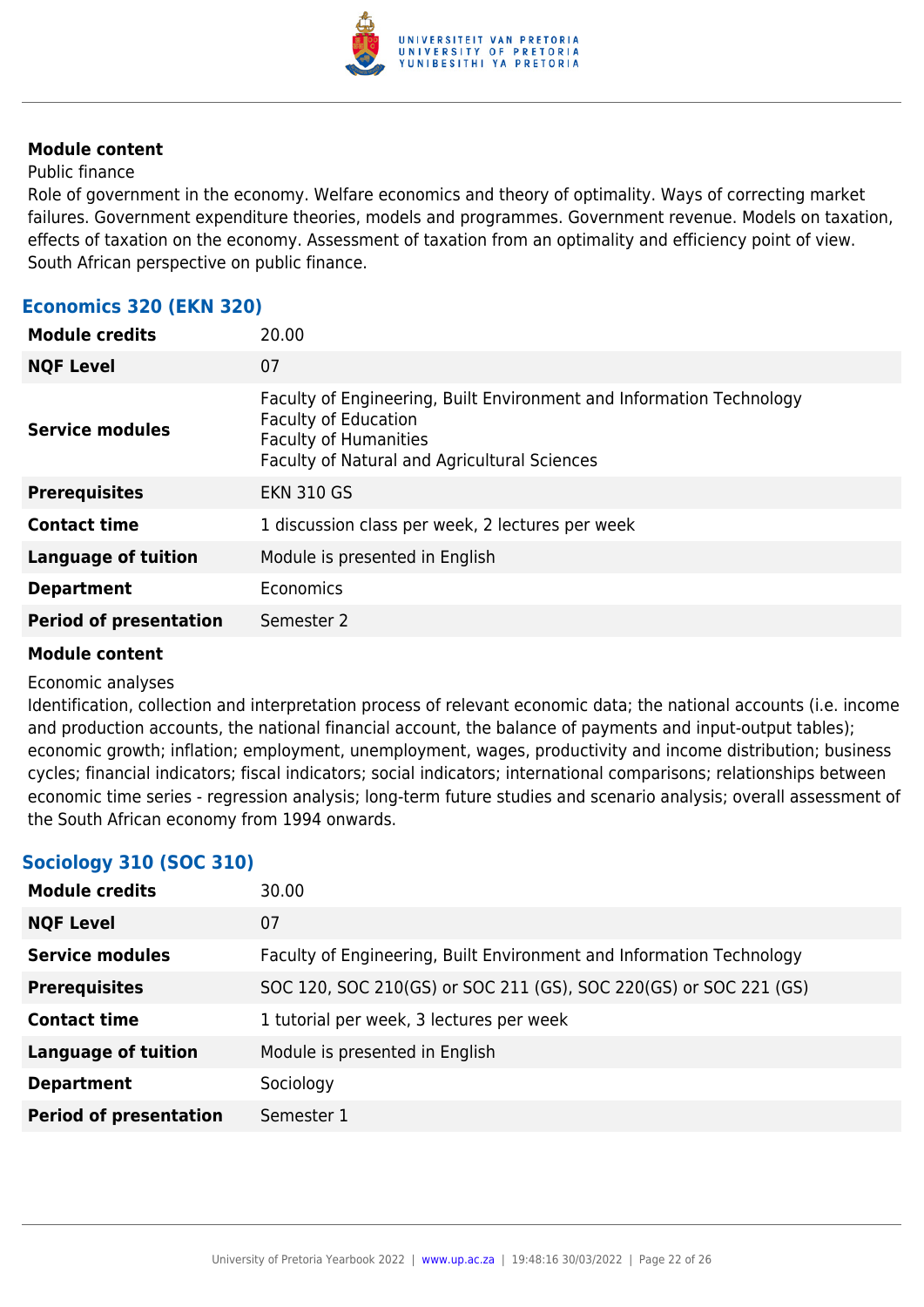**Module content**

Public finance

Role of government in the economy. Welfare economics and theory of optimality. Ways of correcting market failures. Government expenditure theories, models and programmes. Government revenue. Models on taxation, effects of taxation on the economy. Assessment of taxation from an optimality and efficiency point of view. South African perspective on public finance.

### Economics 320 (EKN 320)

| | |
|---|---|
| **Module credits** | 20.00 |
| **NQF Level** | 07 |
| **Service modules** | Faculty of Engineering, Built Environment and Information Technology<br>Faculty of Education<br>Faculty of Humanities<br>Faculty of Natural and Agricultural Sciences |
| **Prerequisites** | EKN 310 GS |
| **Contact time** | 1 discussion class per week, 2 lectures per week |
| **Language of tuition** | Module is presented in English |
| **Department** | Economics |
| **Period of presentation** | Semester 2 |

**Module content**

Economic analyses

Identification, collection and interpretation process of relevant economic data; the national accounts (i.e. income and production accounts, the national financial account, the balance of payments and input-output tables); economic growth; inflation; employment, unemployment, wages, productivity and income distribution; business cycles; financial indicators; fiscal indicators; social indicators; international comparisons; relationships between economic time series - regression analysis; long-term future studies and scenario analysis; overall assessment of the South African economy from 1994 onwards.

### Sociology 310 (SOC 310)

| | |
|---|---|
| **Module credits** | 30.00 |
| **NQF Level** | 07 |
| **Service modules** | Faculty of Engineering, Built Environment and Information Technology |
| **Prerequisites** | SOC 120, SOC 210(GS) or SOC 211 (GS), SOC 220(GS) or SOC 221 (GS) |
| **Contact time** | 1 tutorial per week, 3 lectures per week |
| **Language of tuition** | Module is presented in English |
| **Department** | Sociology |
| **Period of presentation** | Semester 1 |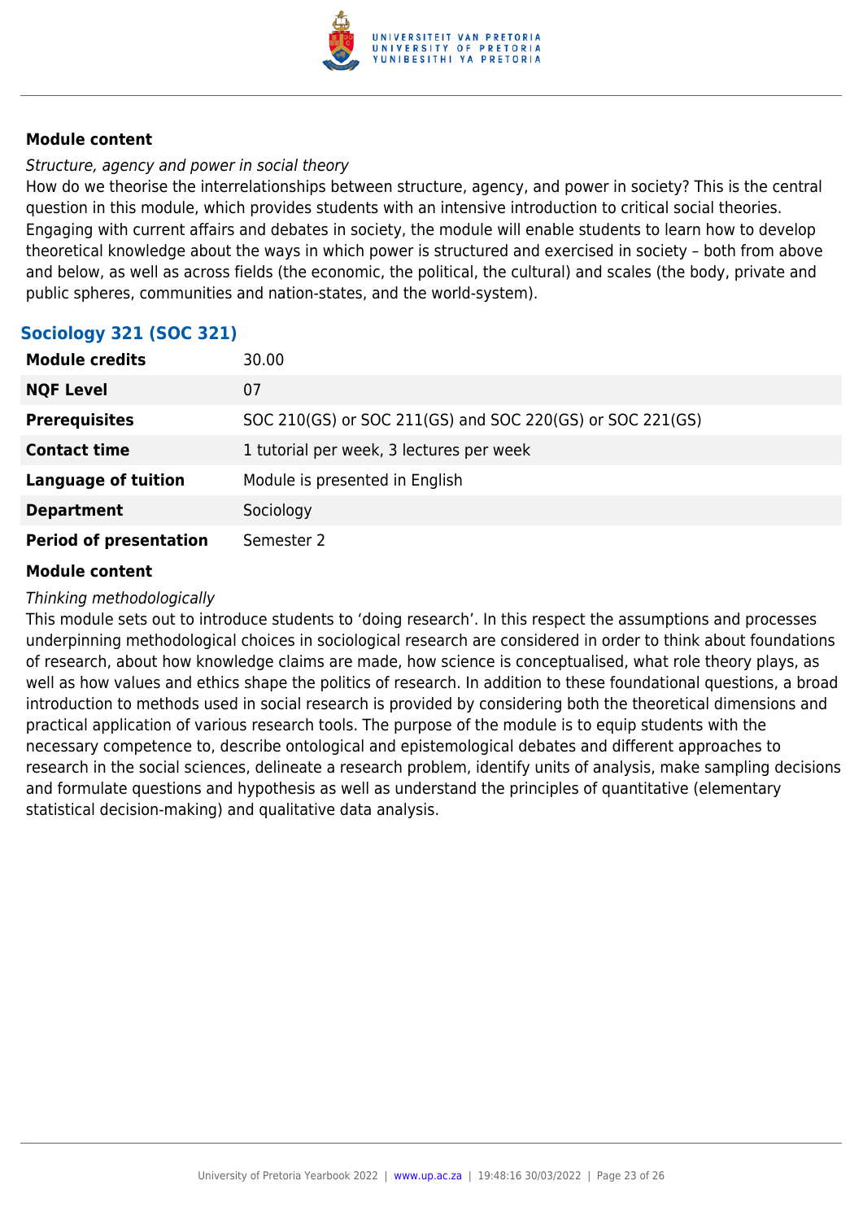#### Module content

*Structure, agency and power in social theory*

How do we theorise the interrelationships between structure, agency, and power in society? This is the central question in this module, which provides students with an intensive introduction to critical social theories. Engaging with current affairs and debates in society, the module will enable students to learn how to develop theoretical knowledge about the ways in which power is structured and exercised in society – both from above and below, as well as across fields (the economic, the political, the cultural) and scales (the body, private and public spheres, communities and nation-states, and the world-system).

### Sociology 321 (SOC 321)

| | |
|---|---|
| **Module credits** | 30.00 |
| **NQF Level** | 07 |
| **Prerequisites** | SOC 210(GS) or SOC 211(GS) and SOC 220(GS) or SOC 221(GS) |
| **Contact time** | 1 tutorial per week, 3 lectures per week |
| **Language of tuition** | Module is presented in English |
| **Department** | Sociology |
| **Period of presentation** | Semester 2 |

#### Module content

*Thinking methodologically*

This module sets out to introduce students to 'doing research'. In this respect the assumptions and processes underpinning methodological choices in sociological research are considered in order to think about foundations of research, about how knowledge claims are made, how science is conceptualised, what role theory plays, as well as how values and ethics shape the politics of research. In addition to these foundational questions, a broad introduction to methods used in social research is provided by considering both the theoretical dimensions and practical application of various research tools. The purpose of the module is to equip students with the necessary competence to, describe ontological and epistemological debates and different approaches to research in the social sciences, delineate a research problem, identify units of analysis, make sampling decisions and formulate questions and hypothesis as well as understand the principles of quantitative (elementary statistical decision-making) and qualitative data analysis.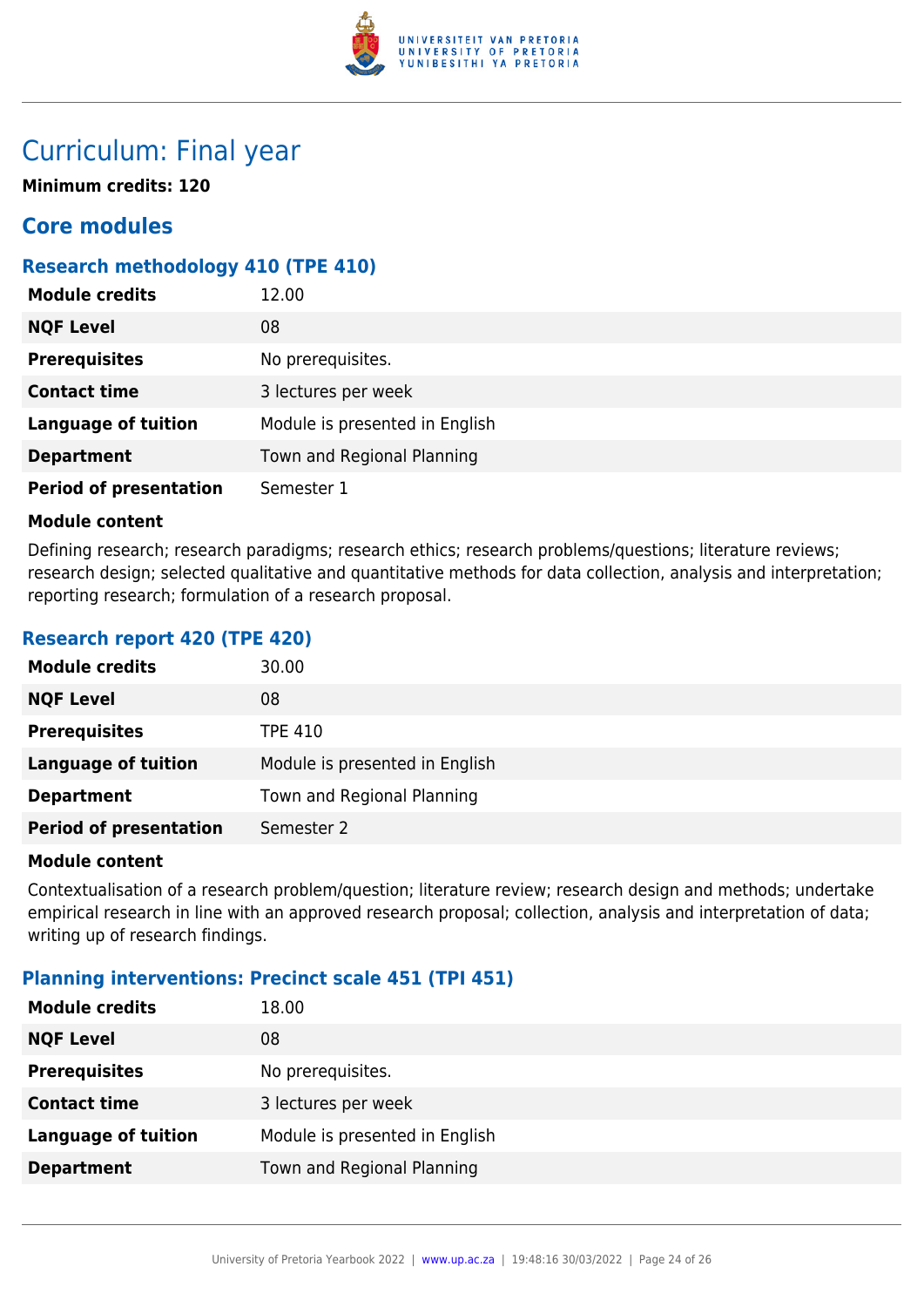# Curriculum: Final year

**Minimum credits: 120**

## Core modules

### Research methodology 410 (TPE 410)

| | |
|---|---|
| **Module credits** | 12.00 |
| **NQF Level** | 08 |
| **Prerequisites** | No prerequisites. |
| **Contact time** | 3 lectures per week |
| **Language of tuition** | Module is presented in English |
| **Department** | Town and Regional Planning |
| **Period of presentation** | Semester 1 |

**Module content**

Defining research; research paradigms; research ethics; research problems/questions; literature reviews; research design; selected qualitative and quantitative methods for data collection, analysis and interpretation; reporting research; formulation of a research proposal.

### Research report 420 (TPE 420)

| | |
|---|---|
| **Module credits** | 30.00 |
| **NQF Level** | 08 |
| **Prerequisites** | TPE 410 |
| **Language of tuition** | Module is presented in English |
| **Department** | Town and Regional Planning |
| **Period of presentation** | Semester 2 |

**Module content**

Contextualisation of a research problem/question; literature review; research design and methods; undertake empirical research in line with an approved research proposal; collection, analysis and interpretation of data; writing up of research findings.

### Planning interventions: Precinct scale 451 (TPI 451)

| | |
|---|---|
| **Module credits** | 18.00 |
| **NQF Level** | 08 |
| **Prerequisites** | No prerequisites. |
| **Contact time** | 3 lectures per week |
| **Language of tuition** | Module is presented in English |
| **Department** | Town and Regional Planning |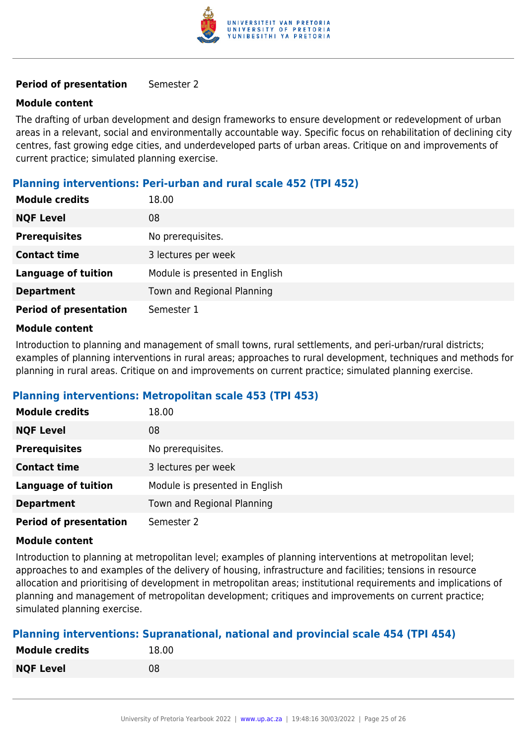| | |
|---|---|
| **Period of presentation** | Semester 2 |

**Module content**

The drafting of urban development and design frameworks to ensure development or redevelopment of urban areas in a relevant, social and environmentally accountable way. Specific focus on rehabilitation of declining city centres, fast growing edge cities, and underdeveloped parts of urban areas. Critique on and improvements of current practice; simulated planning exercise.

### Planning interventions: Peri-urban and rural scale 452 (TPI 452)

| | |
|---|---|
| **Module credits** | 18.00 |
| **NQF Level** | 08 |
| **Prerequisites** | No prerequisites. |
| **Contact time** | 3 lectures per week |
| **Language of tuition** | Module is presented in English |
| **Department** | Town and Regional Planning |
| **Period of presentation** | Semester 1 |

**Module content**

Introduction to planning and management of small towns, rural settlements, and peri-urban/rural districts; examples of planning interventions in rural areas; approaches to rural development, techniques and methods for planning in rural areas. Critique on and improvements on current practice; simulated planning exercise.

### Planning interventions: Metropolitan scale 453 (TPI 453)

| | |
|---|---|
| **Module credits** | 18.00 |
| **NQF Level** | 08 |
| **Prerequisites** | No prerequisites. |
| **Contact time** | 3 lectures per week |
| **Language of tuition** | Module is presented in English |
| **Department** | Town and Regional Planning |
| **Period of presentation** | Semester 2 |

**Module content**

Introduction to planning at metropolitan level; examples of planning interventions at metropolitan level; approaches to and examples of the delivery of housing, infrastructure and facilities; tensions in resource allocation and prioritising of development in metropolitan areas; institutional requirements and implications of planning and management of metropolitan development; critiques and improvements on current practice; simulated planning exercise.

### Planning interventions: Supranational, national and provincial scale 454 (TPI 454)

| | |
|---|---|
| **Module credits** | 18.00 |
| **NQF Level** | 08 |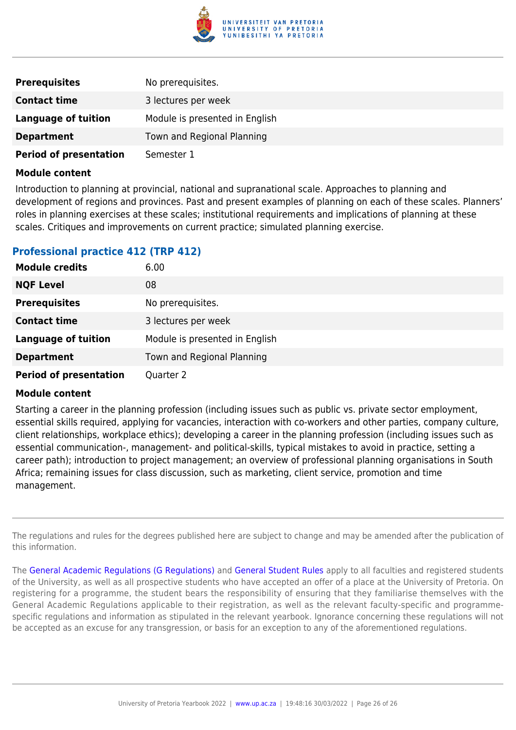| | |
|---|---|
| **Prerequisites** | No prerequisites. |
| **Contact time** | 3 lectures per week |
| **Language of tuition** | Module is presented in English |
| **Department** | Town and Regional Planning |
| **Period of presentation** | Semester 1 |

**Module content**

Introduction to planning at provincial, national and supranational scale. Approaches to planning and development of regions and provinces. Past and present examples of planning on each of these scales. Planners' roles in planning exercises at these scales; institutional requirements and implications of planning at these scales. Critiques and improvements on current practice; simulated planning exercise.

### Professional practice 412 (TRP 412)

| | |
|---|---|
| **Module credits** | 6.00 |
| **NQF Level** | 08 |
| **Prerequisites** | No prerequisites. |
| **Contact time** | 3 lectures per week |
| **Language of tuition** | Module is presented in English |
| **Department** | Town and Regional Planning |
| **Period of presentation** | Quarter 2 |

**Module content**

Starting a career in the planning profession (including issues such as public vs. private sector employment, essential skills required, applying for vacancies, interaction with co-workers and other parties, company culture, client relationships, workplace ethics); developing a career in the planning profession (including issues such as essential communication-, management- and political-skills, typical mistakes to avoid in practice, setting a career path); introduction to project management; an overview of professional planning organisations in South Africa; remaining issues for class discussion, such as marketing, client service, promotion and time management.

---

The regulations and rules for the degrees published here are subject to change and may be amended after the publication of this information.

The General Academic Regulations (G Regulations) and General Student Rules apply to all faculties and registered students of the University, as well as all prospective students who have accepted an offer of a place at the University of Pretoria. On registering for a programme, the student bears the responsibility of ensuring that they familiarise themselves with the General Academic Regulations applicable to their registration, as well as the relevant faculty-specific and programme-specific regulations and information as stipulated in the relevant yearbook. Ignorance concerning these regulations will not be accepted as an excuse for any transgression, or basis for an exception to any of the aforementioned regulations.